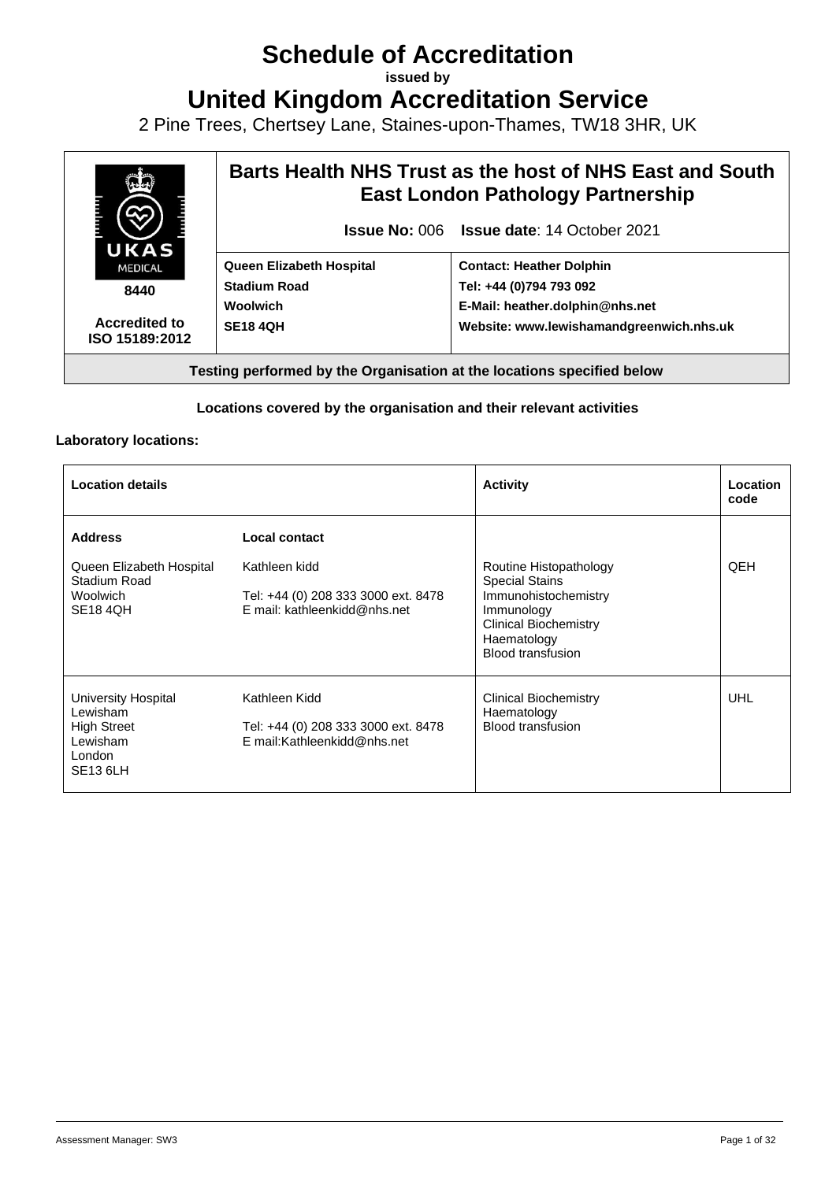# Schedule of Accreditation

**issued by**

# United Kingdom Accreditation Service

2 Pine Trees, Chertsey Lane, Staines-upon-Thames, TW18 3HR, UK

| UKAS MEDICAL 8440 Accredited to ISO 15189:2012 | **Barts Health NHS Trust as the host of NHS East and South East London Pathology Partnership** | |
|---|---|---|
| | **Issue No:** 006 **Issue date**: 14 October 2021 | |
| | **Queen Elizabeth Hospital** **Stadium Road** **Woolwich** **SE18 4QH** | **Contact: Heather Dolphin** **Tel: +44 (0)794 793 092** **E-Mail: heather.dolphin@nhs.net** **Website: www.lewishamandgreenwich.nhs.uk** |

**Testing performed by the Organisation at the locations specified below**

**Locations covered by the organisation and their relevant activities**

**Laboratory locations:**

| Location details | | Activity | Location code |
|---|---|---|---|
| **Address** Queen Elizabeth Hospital Stadium Road Woolwich SE18 4QH | **Local contact** Kathleen kidd Tel: +44 (0) 208 333 3000 ext. 8478 E mail: kathleenkidd@nhs.net | Routine Histopathology Special Stains Immunohistochemistry Immunology Clinical Biochemistry Haematology Blood transfusion | QEH |
| University Hospital Lewisham High Street Lewisham London SE13 6LH | Kathleen Kidd Tel: +44 (0) 208 333 3000 ext. 8478 E mail:Kathleenkidd@nhs.net | Clinical Biochemistry Haematology Blood transfusion | UHL |

Assessment Manager: SW3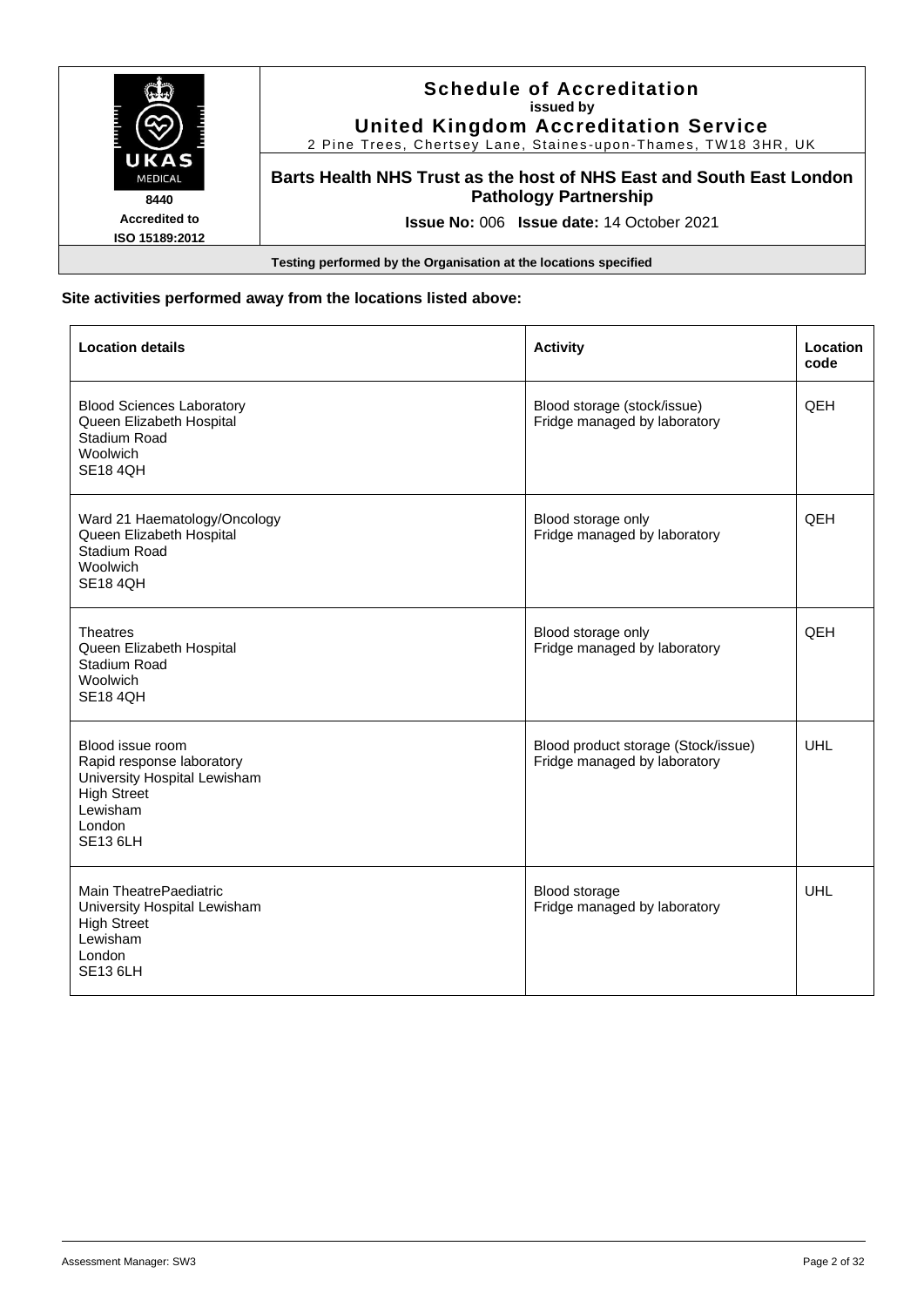**Schedule of Accreditation**
**issued by**
**United Kingdom Accreditation Service**
2 Pine Trees, Chertsey Lane, Staines-upon-Thames, TW18 3HR, UK

UKAS MEDICAL
8440
Accredited to
ISO 15189:2012

**Barts Health NHS Trust as the host of NHS East and South East London Pathology Partnership**

**Issue No:** 006 **Issue date:** 14 October 2021

**Testing performed by the Organisation at the locations specified**

**Site activities performed away from the locations listed above:**

| Location details | Activity | Location code |
|---|---|---|
| Blood Sciences Laboratory<br>Queen Elizabeth Hospital<br>Stadium Road<br>Woolwich<br>SE18 4QH | Blood storage (stock/issue)<br>Fridge managed by laboratory | QEH |
| Ward 21 Haematology/Oncology<br>Queen Elizabeth Hospital<br>Stadium Road<br>Woolwich<br>SE18 4QH | Blood storage only<br>Fridge managed by laboratory | QEH |
| Theatres<br>Queen Elizabeth Hospital<br>Stadium Road<br>Woolwich<br>SE18 4QH | Blood storage only<br>Fridge managed by laboratory | QEH |
| Blood issue room<br>Rapid response laboratory<br>University Hospital Lewisham<br>High Street<br>Lewisham<br>London<br>SE13 6LH | Blood product storage (Stock/issue)<br>Fridge managed by laboratory | UHL |
| Main TheatrePaediatric<br>University Hospital Lewisham<br>High Street<br>Lewisham<br>London<br>SE13 6LH | Blood storage<br>Fridge managed by laboratory | UHL |

Assessment Manager: SW3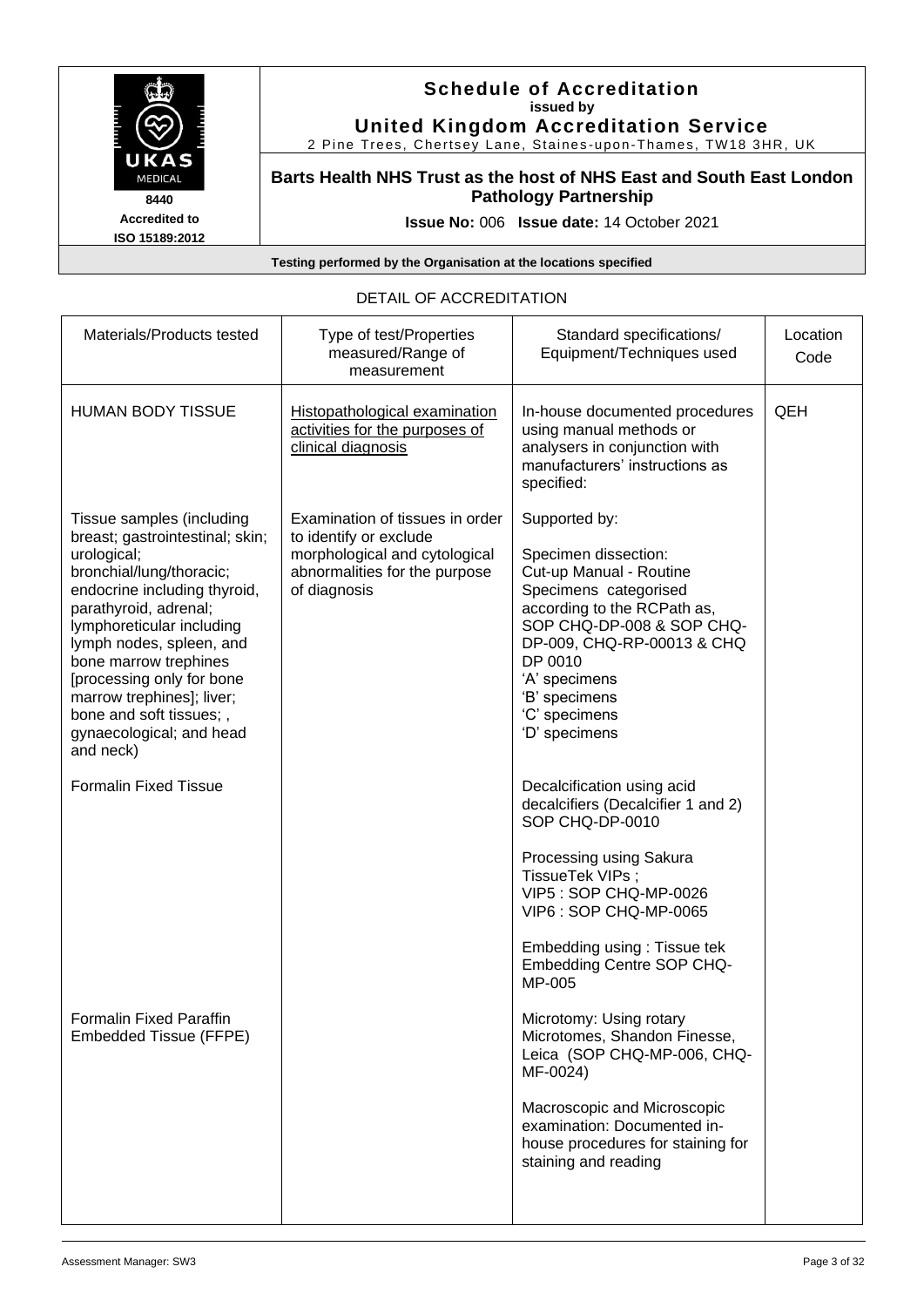# Schedule of Accreditation
**issued by**
**United Kingdom Accreditation Service**
2 Pine Trees, Chertsey Lane, Staines-upon-Thames, TW18 3HR, UK

8440
Accredited to
ISO 15189:2012

**Barts Health NHS Trust as the host of NHS East and South East London Pathology Partnership**

**Issue No:** 006 **Issue date:** 14 October 2021

**Testing performed by the Organisation at the locations specified**

DETAIL OF ACCREDITATION

| Materials/Products tested | Type of test/Properties measured/Range of measurement | Standard specifications/ Equipment/Techniques used | Location Code |
|---|---|---|---|
| HUMAN BODY TISSUE | Histopathological examination activities for the purposes of clinical diagnosis | In-house documented procedures using manual methods or analysers in conjunction with manufacturers' instructions as specified: | QEH |
| Tissue samples (including breast; gastrointestinal; skin; urological; bronchial/lung/thoracic; endocrine including thyroid, parathyroid, adrenal; lymphoreticular including lymph nodes, spleen, and bone marrow trephines [processing only for bone marrow trephines]; liver; bone and soft tissues; , gynaecological; and head and neck) | Examination of tissues in order to identify or exclude morphological and cytological abnormalities for the purpose of diagnosis | Supported by:<br><br>Specimen dissection:<br>Cut-up Manual - Routine Specimens categorised according to the RCPath as, SOP CHQ-DP-008 & SOP CHQ-DP-009, CHQ-RP-00013 & CHQ DP 0010<br>'A' specimens<br>'B' specimens<br>'C' specimens<br>'D' specimens | |
| Formalin Fixed Tissue | | Decalcification using acid decalcifiers (Decalcifier 1 and 2) SOP CHQ-DP-0010<br><br>Processing using Sakura TissueTek VIPs ;<br>VIP5 : SOP CHQ-MP-0026<br>VIP6 : SOP CHQ-MP-0065<br><br>Embedding using : Tissue tek Embedding Centre SOP CHQ-MP-005 | |
| Formalin Fixed Paraffin Embedded Tissue (FFPE) | | Microtomy: Using rotary Microtomes, Shandon Finesse, Leica (SOP CHQ-MP-006, CHQ-MF-0024)<br><br>Macroscopic and Microscopic examination: Documented in-house procedures for staining for staining and reading | |

Assessment Manager: SW3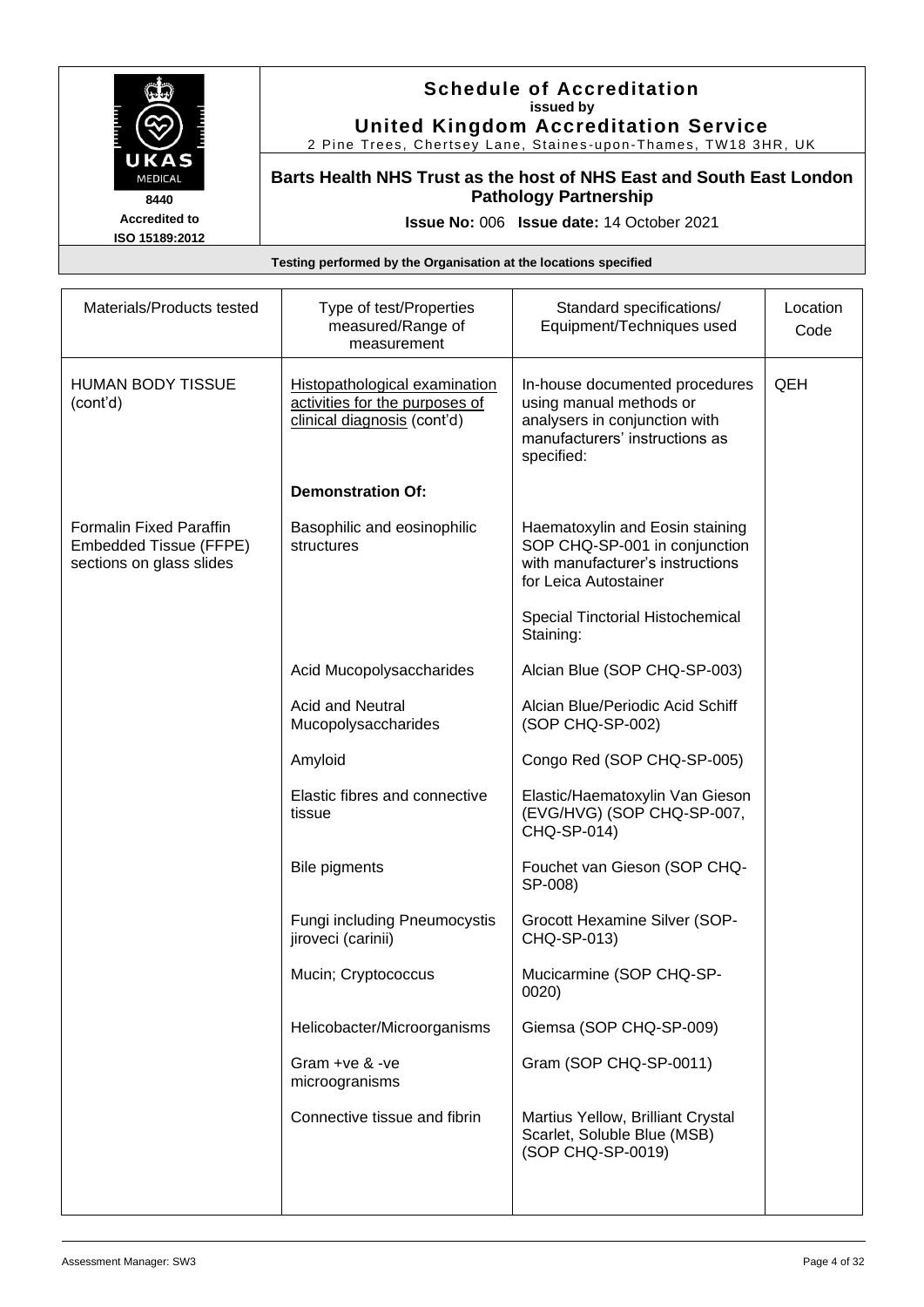# Schedule of Accreditation

**issued by**

**United Kingdom Accreditation Service**

2 Pine Trees, Chertsey Lane, Staines-upon-Thames, TW18 3HR, UK

8440

Accredited to ISO 15189:2012

**Barts Health NHS Trust as the host of NHS East and South East London Pathology Partnership**

**Issue No:** 006 **Issue date:** 14 October 2021

**Testing performed by the Organisation at the locations specified**

| Materials/Products tested | Type of test/Properties measured/Range of measurement | Standard specifications/ Equipment/Techniques used | Location Code |
|---|---|---|---|
| HUMAN BODY TISSUE (cont'd) | Histopathological examination activities for the purposes of clinical diagnosis (cont'd) | In-house documented procedures using manual methods or analysers in conjunction with manufacturers' instructions as specified: | QEH |
| | **Demonstration Of:** | | |
| Formalin Fixed Paraffin Embedded Tissue (FFPE) sections on glass slides | Basophilic and eosinophilic structures | Haematoxylin and Eosin staining SOP CHQ-SP-001 in conjunction with manufacturer's instructions for Leica Autostainer | |
| | | Special Tinctorial Histochemical Staining: | |
| | Acid Mucopolysaccharides | Alcian Blue (SOP CHQ-SP-003) | |
| | Acid and Neutral Mucopolysaccharides | Alcian Blue/Periodic Acid Schiff (SOP CHQ-SP-002) | |
| | Amyloid | Congo Red (SOP CHQ-SP-005) | |
| | Elastic fibres and connective tissue | Elastic/Haematoxylin Van Gieson (EVG/HVG) (SOP CHQ-SP-007, CHQ-SP-014) | |
| | Bile pigments | Fouchet van Gieson (SOP CHQ-SP-008) | |
| | Fungi including Pneumocystis jiroveci (carinii) | Grocott Hexamine Silver (SOP-CHQ-SP-013) | |
| | Mucin; Cryptococcus | Mucicarmine (SOP CHQ-SP-0020) | |
| | Helicobacter/Microorganisms | Giemsa (SOP CHQ-SP-009) | |
| | Gram +ve & -ve microogranisms | Gram (SOP CHQ-SP-0011) | |
| | Connective tissue and fibrin | Martius Yellow, Brilliant Crystal Scarlet, Soluble Blue (MSB) (SOP CHQ-SP-0019) | |

Assessment Manager: SW3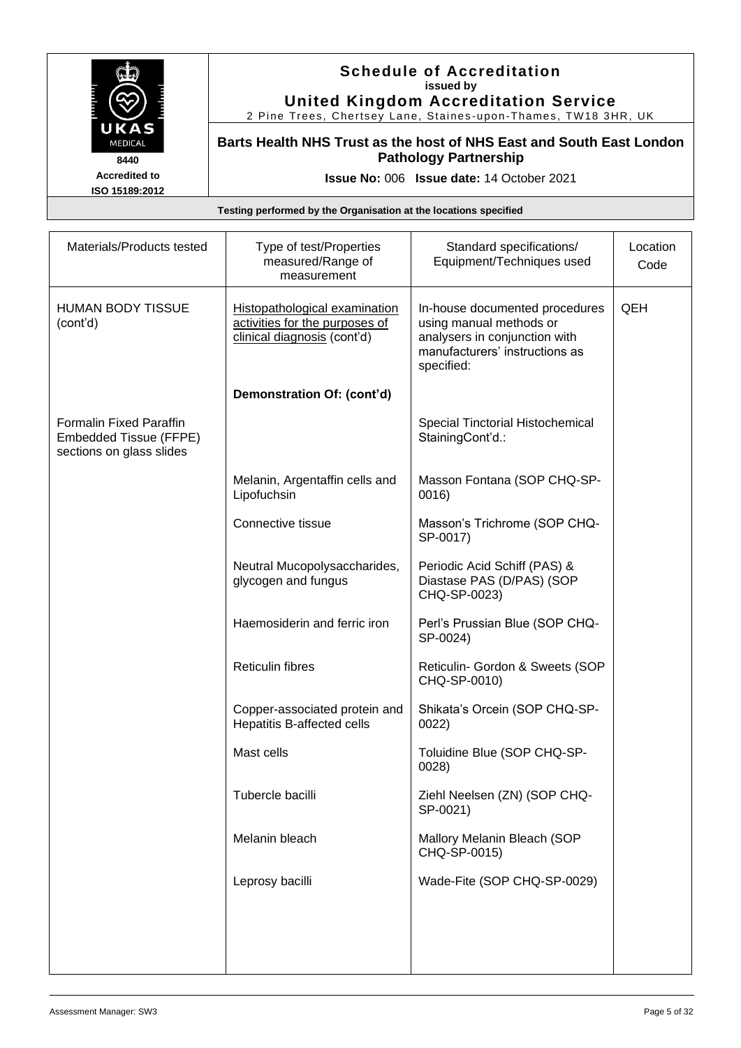**Schedule of Accreditation**
issued by
**United Kingdom Accreditation Service**
2 Pine Trees, Chertsey Lane, Staines-upon-Thames, TW18 3HR, UK

UKAS MEDICAL
8440
Accredited to ISO 15189:2012

**Barts Health NHS Trust as the host of NHS East and South East London Pathology Partnership**

**Issue No:** 006 **Issue date:** 14 October 2021

**Testing performed by the Organisation at the locations specified**

| Materials/Products tested | Type of test/Properties measured/Range of measurement | Standard specifications/ Equipment/Techniques used | Location Code |
|---|---|---|---|
| HUMAN BODY TISSUE (cont'd) | Histopathological examination activities for the purposes of clinical diagnosis (cont'd) | In-house documented procedures using manual methods or analysers in conjunction with manufacturers' instructions as specified: | QEH |
| | **Demonstration Of: (cont'd)** | | |
| Formalin Fixed Paraffin Embedded Tissue (FFPE) sections on glass slides | | Special Tinctorial Histochemical StainingCont'd.: | |
| | Melanin, Argentaffin cells and Lipofuchsin | Masson Fontana (SOP CHQ-SP-0016) | |
| | Connective tissue | Masson's Trichrome (SOP CHQ-SP-0017) | |
| | Neutral Mucopolysaccharides, glycogen and fungus | Periodic Acid Schiff (PAS) & Diastase PAS (D/PAS) (SOP CHQ-SP-0023) | |
| | Haemosiderin and ferric iron | Perl's Prussian Blue (SOP CHQ-SP-0024) | |
| | Reticulin fibres | Reticulin- Gordon & Sweets (SOP CHQ-SP-0010) | |
| | Copper-associated protein and Hepatitis B-affected cells | Shikata's Orcein (SOP CHQ-SP-0022) | |
| | Mast cells | Toluidine Blue (SOP CHQ-SP-0028) | |
| | Tubercle bacilli | Ziehl Neelsen (ZN) (SOP CHQ-SP-0021) | |
| | Melanin bleach | Mallory Melanin Bleach (SOP CHQ-SP-0015) | |
| | Leprosy bacilli | Wade-Fite (SOP CHQ-SP-0029) | |

Assessment Manager: SW3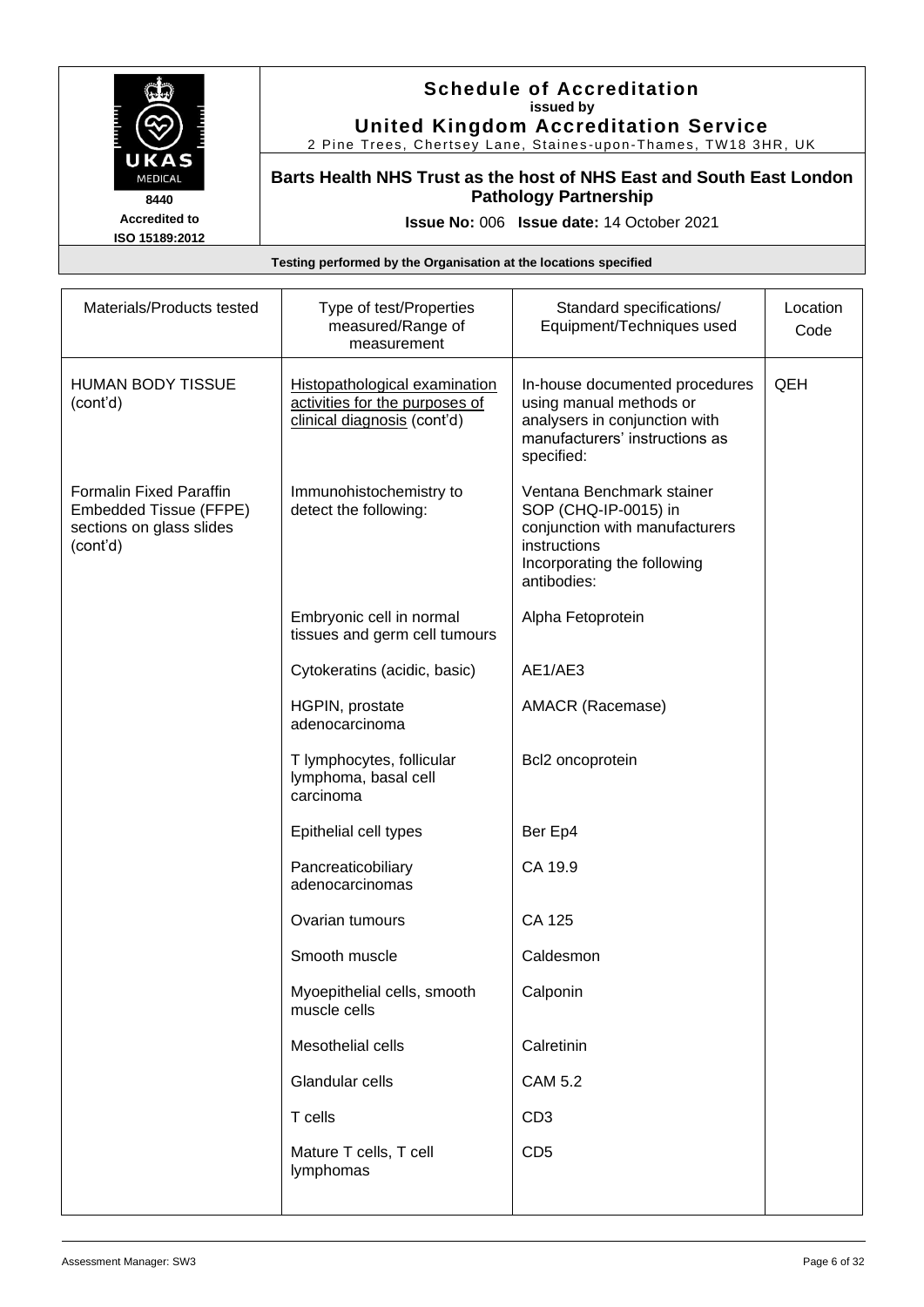## Schedule of Accreditation
issued by
**United Kingdom Accreditation Service**
2 Pine Trees, Chertsey Lane, Staines-upon-Thames, TW18 3HR, UK

**8440**
**Accredited to ISO 15189:2012**

**Barts Health NHS Trust as the host of NHS East and South East London Pathology Partnership**

**Issue No:** 006 **Issue date:** 14 October 2021

**Testing performed by the Organisation at the locations specified**

| Materials/Products tested | Type of test/Properties measured/Range of measurement | Standard specifications/ Equipment/Techniques used | Location Code |
|---|---|---|---|
| HUMAN BODY TISSUE (cont'd) | Histopathological examination activities for the purposes of clinical diagnosis (cont'd) | In-house documented procedures using manual methods or analysers in conjunction with manufacturers' instructions as specified: | QEH |
| Formalin Fixed Paraffin Embedded Tissue (FFPE) sections on glass slides (cont'd) | Immunohistochemistry to detect the following: | Ventana Benchmark stainer SOP (CHQ-IP-0015) in conjunction with manufacturers instructions Incorporating the following antibodies: | |
| | Embryonic cell in normal tissues and germ cell tumours | Alpha Fetoprotein | |
| | Cytokeratins (acidic, basic) | AE1/AE3 | |
| | HGPIN, prostate adenocarcinoma | AMACR (Racemase) | |
| | T lymphocytes, follicular lymphoma, basal cell carcinoma | Bcl2 oncoprotein | |
| | Epithelial cell types | Ber Ep4 | |
| | Pancreaticobiliary adenocarcinomas | CA 19.9 | |
| | Ovarian tumours | CA 125 | |
| | Smooth muscle | Caldesmon | |
| | Myoepithelial cells, smooth muscle cells | Calponin | |
| | Mesothelial cells | Calretinin | |
| | Glandular cells | CAM 5.2 | |
| | T cells | CD3 | |
| | Mature T cells, T cell lymphomas | CD5 | |

Assessment Manager: SW3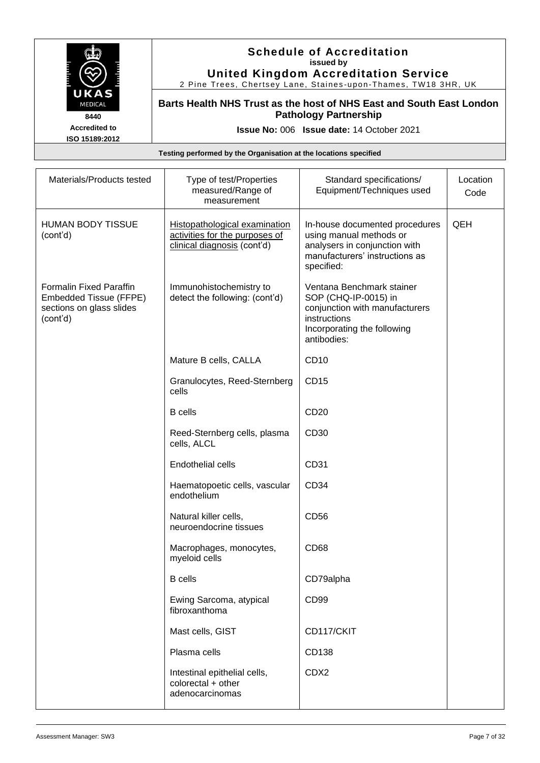**Schedule of Accreditation**
**issued by**
**United Kingdom Accreditation Service**
2 Pine Trees, Chertsey Lane, Staines-upon-Thames, TW18 3HR, UK

8440
**Accredited to**
**ISO 15189:2012**

**Barts Health NHS Trust as the host of NHS East and South East London Pathology Partnership**

**Issue No:** 006 **Issue date:** 14 October 2021

**Testing performed by the Organisation at the locations specified**

| Materials/Products tested | Type of test/Properties measured/Range of measurement | Standard specifications/ Equipment/Techniques used | Location Code |
|---|---|---|---|
| HUMAN BODY TISSUE (cont'd) | Histopathological examination activities for the purposes of clinical diagnosis (cont'd) | In-house documented procedures using manual methods or analysers in conjunction with manufacturers' instructions as specified: | QEH |
| Formalin Fixed Paraffin Embedded Tissue (FFPE) sections on glass slides (cont'd) | Immunohistochemistry to detect the following: (cont'd) | Ventana Benchmark stainer SOP (CHQ-IP-0015) in conjunction with manufacturers instructions Incorporating the following antibodies: | |
| | Mature B cells, CALLA | CD10 | |
| | Granulocytes, Reed-Sternberg cells | CD15 | |
| | B cells | CD20 | |
| | Reed-Sternberg cells, plasma cells, ALCL | CD30 | |
| | Endothelial cells | CD31 | |
| | Haematopoetic cells, vascular endothelium | CD34 | |
| | Natural killer cells, neuroendocrine tissues | CD56 | |
| | Macrophages, monocytes, myeloid cells | CD68 | |
| | B cells | CD79alpha | |
| | Ewing Sarcoma, atypical fibroxanthoma | CD99 | |
| | Mast cells, GIST | CD117/CKIT | |
| | Plasma cells | CD138 | |
| | Intestinal epithelial cells, colorectal + other adenocarcinomas | CDX2 | |

Assessment Manager: SW3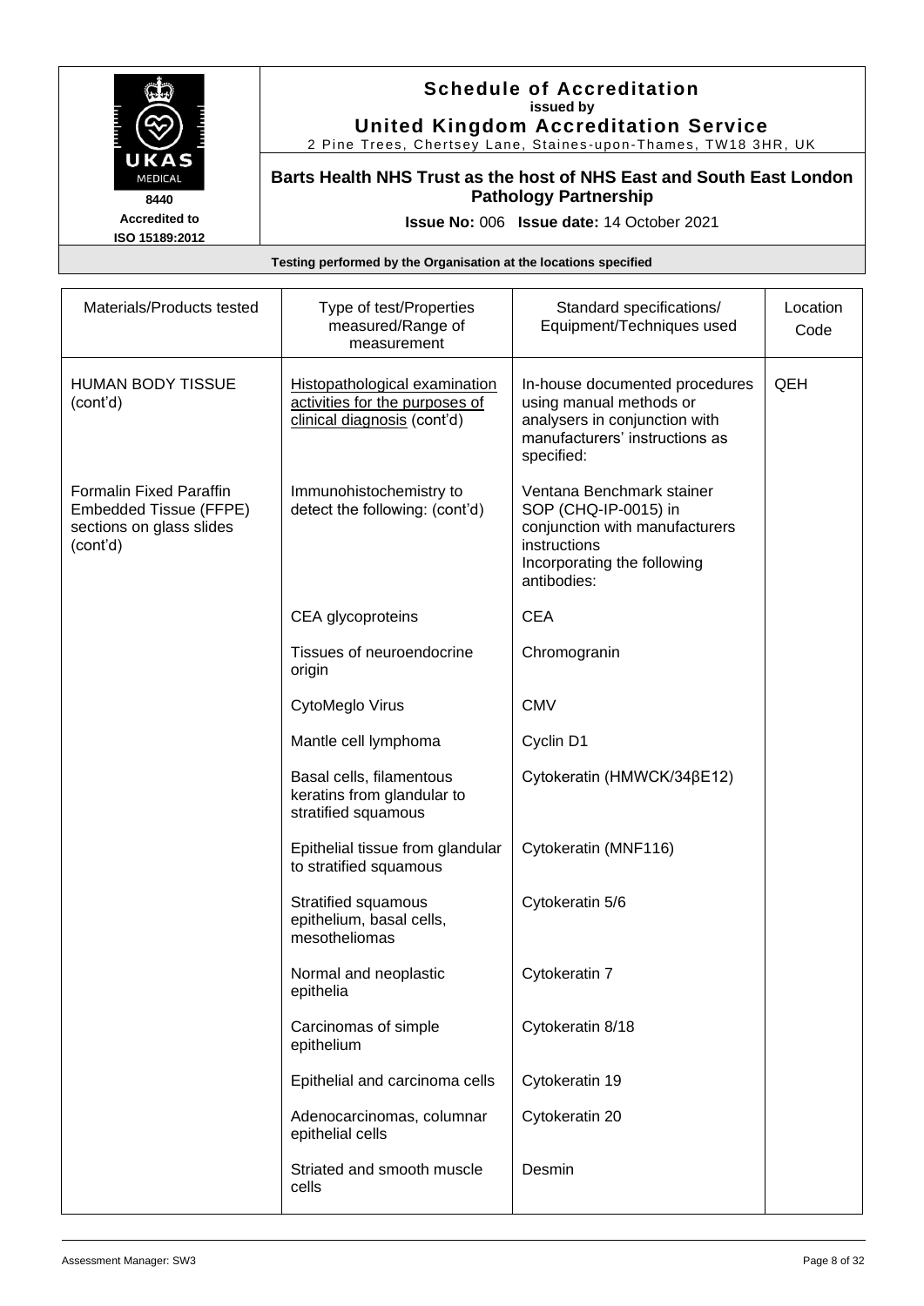**Schedule of Accreditation**
**issued by**
**United Kingdom Accreditation Service**
2 Pine Trees, Chertsey Lane, Staines-upon-Thames, TW18 3HR, UK

8440
**Accredited to ISO 15189:2012**

**Barts Health NHS Trust as the host of NHS East and South East London Pathology Partnership**

**Issue No:** 006 **Issue date:** 14 October 2021

**Testing performed by the Organisation at the locations specified**

| Materials/Products tested | Type of test/Properties measured/Range of measurement | Standard specifications/ Equipment/Techniques used | Location Code |
|---|---|---|---|
| HUMAN BODY TISSUE (cont'd) | Histopathological examination activities for the purposes of clinical diagnosis (cont'd) | In-house documented procedures using manual methods or analysers in conjunction with manufacturers' instructions as specified: | QEH |
| Formalin Fixed Paraffin Embedded Tissue (FFPE) sections on glass slides (cont'd) | Immunohistochemistry to detect the following: (cont'd) | Ventana Benchmark stainer SOP (CHQ-IP-0015) in conjunction with manufacturers instructions Incorporating the following antibodies: | |
| | CEA glycoproteins | CEA | |
| | Tissues of neuroendocrine origin | Chromogranin | |
| | CytoMeglo Virus | CMV | |
| | Mantle cell lymphoma | Cyclin D1 | |
| | Basal cells, filamentous keratins from glandular to stratified squamous | Cytokeratin (HMWCK/34βE12) | |
| | Epithelial tissue from glandular to stratified squamous | Cytokeratin (MNF116) | |
| | Stratified squamous epithelium, basal cells, mesotheliomas | Cytokeratin 5/6 | |
| | Normal and neoplastic epithelia | Cytokeratin 7 | |
| | Carcinomas of simple epithelium | Cytokeratin 8/18 | |
| | Epithelial and carcinoma cells | Cytokeratin 19 | |
| | Adenocarcinomas, columnar epithelial cells | Cytokeratin 20 | |
| | Striated and smooth muscle cells | Desmin | |

Assessment Manager: SW3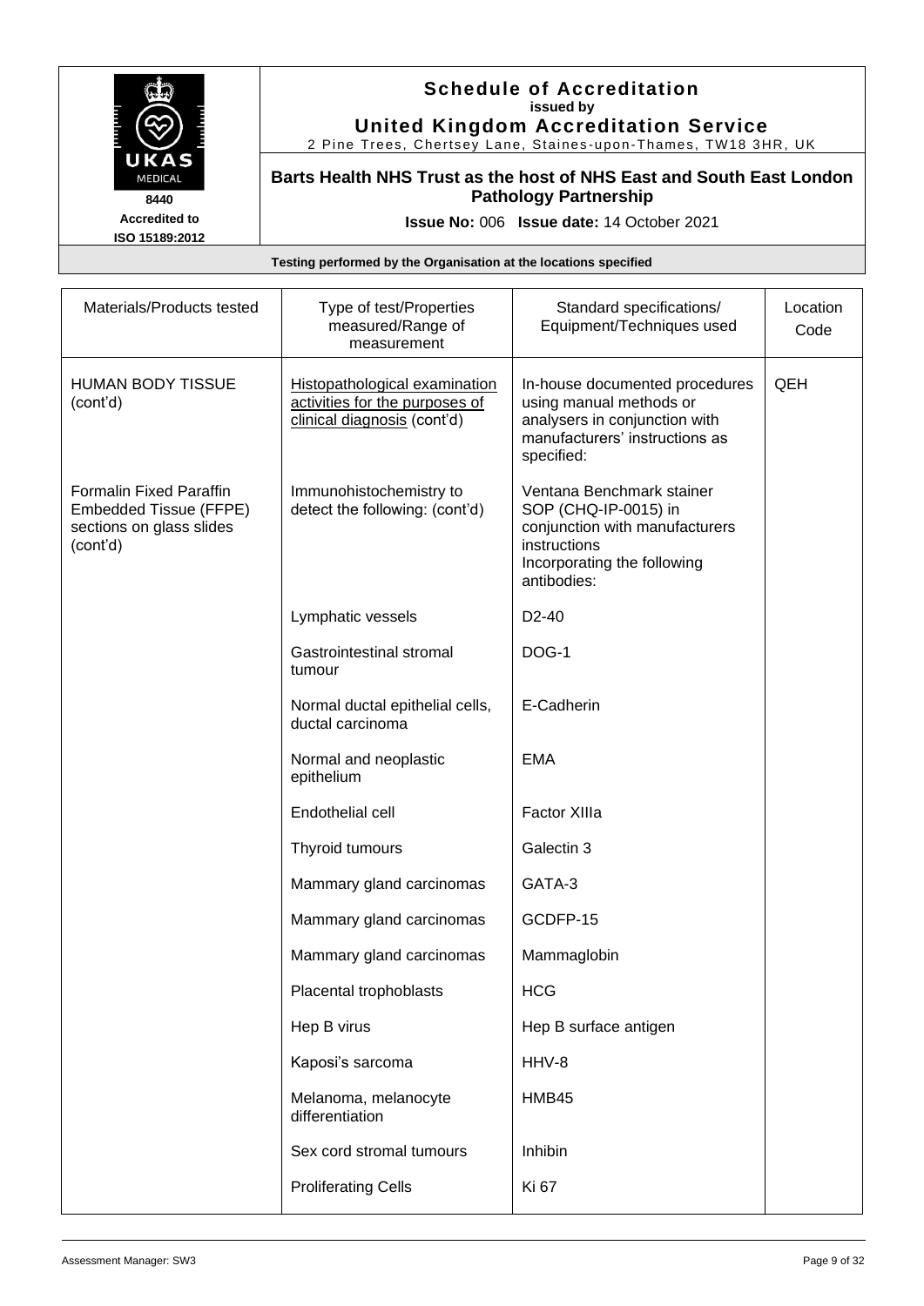# Schedule of Accreditation
**issued by**
**United Kingdom Accreditation Service**
2 Pine Trees, Chertsey Lane, Staines-upon-Thames, TW18 3HR, UK

8440
Accredited to
ISO 15189:2012

**Barts Health NHS Trust as the host of NHS East and South East London Pathology Partnership**

**Issue No:** 006 **Issue date:** 14 October 2021

**Testing performed by the Organisation at the locations specified**

| Materials/Products tested | Type of test/Properties measured/Range of measurement | Standard specifications/ Equipment/Techniques used | Location Code |
|---|---|---|---|
| HUMAN BODY TISSUE (cont'd) | Histopathological examination activities for the purposes of clinical diagnosis (cont'd) | In-house documented procedures using manual methods or analysers in conjunction with manufacturers' instructions as specified: | QEH |
| Formalin Fixed Paraffin Embedded Tissue (FFPE) sections on glass slides (cont'd) | Immunohistochemistry to detect the following: (cont'd) | Ventana Benchmark stainer SOP (CHQ-IP-0015) in conjunction with manufacturers instructions Incorporating the following antibodies: | |
| | Lymphatic vessels | D2-40 | |
| | Gastrointestinal stromal tumour | DOG-1 | |
| | Normal ductal epithelial cells, ductal carcinoma | E-Cadherin | |
| | Normal and neoplastic epithelium | EMA | |
| | Endothelial cell | Factor XIIIa | |
| | Thyroid tumours | Galectin 3 | |
| | Mammary gland carcinomas | GATA-3 | |
| | Mammary gland carcinomas | GCDFP-15 | |
| | Mammary gland carcinomas | Mammaglobin | |
| | Placental trophoblasts | HCG | |
| | Hep B virus | Hep B surface antigen | |
| | Kaposi's sarcoma | HHV-8 | |
| | Melanoma, melanocyte differentiation | HMB45 | |
| | Sex cord stromal tumours | Inhibin | |
| | Proliferating Cells | Ki 67 | |

Assessment Manager: SW3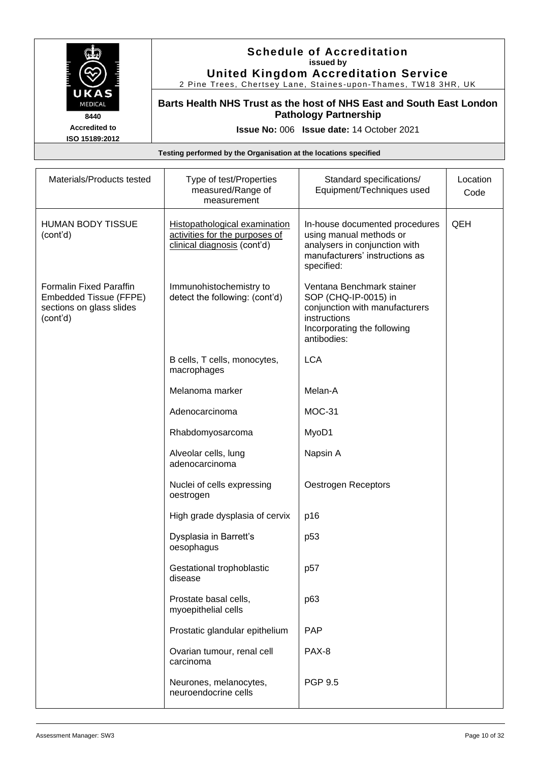# Schedule of Accreditation

**issued by**

**United Kingdom Accreditation Service**

2 Pine Trees, Chertsey Lane, Staines-upon-Thames, TW18 3HR, UK

8440

Accredited to ISO 15189:2012

**Barts Health NHS Trust as the host of NHS East and South East London Pathology Partnership**

**Issue No:** 006 **Issue date:** 14 October 2021

**Testing performed by the Organisation at the locations specified**

| Materials/Products tested | Type of test/Properties measured/Range of measurement | Standard specifications/ Equipment/Techniques used | Location Code |
|---|---|---|---|
| HUMAN BODY TISSUE (cont'd) | Histopathological examination activities for the purposes of clinical diagnosis (cont'd) | In-house documented procedures using manual methods or analysers in conjunction with manufacturers' instructions as specified: | QEH |
| Formalin Fixed Paraffin Embedded Tissue (FFPE) sections on glass slides (cont'd) | Immunohistochemistry to detect the following: (cont'd) | Ventana Benchmark stainer SOP (CHQ-IP-0015) in conjunction with manufacturers instructions Incorporating the following antibodies: | |
| | B cells, T cells, monocytes, macrophages | LCA | |
| | Melanoma marker | Melan-A | |
| | Adenocarcinoma | MOC-31 | |
| | Rhabdomyosarcoma | MyoD1 | |
| | Alveolar cells, lung adenocarcinoma | Napsin A | |
| | Nuclei of cells expressing oestrogen | Oestrogen Receptors | |
| | High grade dysplasia of cervix | p16 | |
| | Dysplasia in Barrett's oesophagus | p53 | |
| | Gestational trophoblastic disease | p57 | |
| | Prostate basal cells, myoepithelial cells | p63 | |
| | Prostatic glandular epithelium | PAP | |
| | Ovarian tumour, renal cell carcinoma | PAX-8 | |
| | Neurones, melanocytes, neuroendocrine cells | PGP 9.5 | |

Assessment Manager: SW3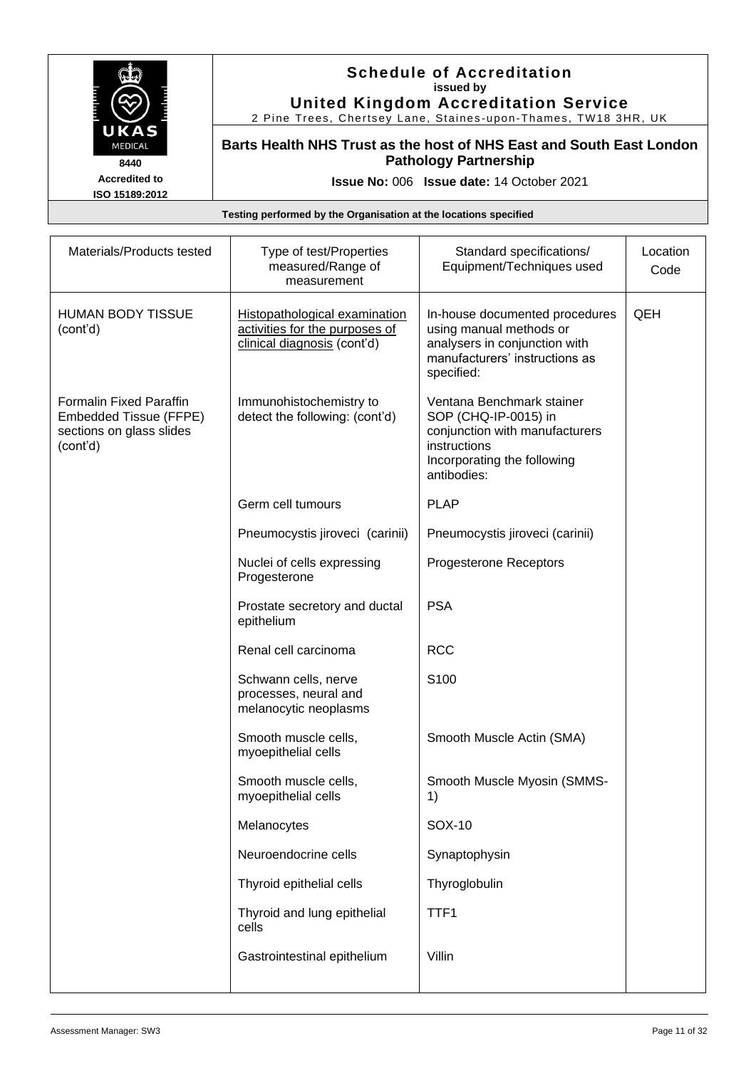**Schedule of Accreditation**
issued by
**United Kingdom Accreditation Service**
2 Pine Trees, Chertsey Lane, Staines-upon-Thames, TW18 3HR, UK

UKAS MEDICAL
8440
Accredited to ISO 15189:2012

**Barts Health NHS Trust as the host of NHS East and South East London Pathology Partnership**

**Issue No:** 006 **Issue date:** 14 October 2021

**Testing performed by the Organisation at the locations specified**

| Materials/Products tested | Type of test/Properties measured/Range of measurement | Standard specifications/ Equipment/Techniques used | Location Code |
|---|---|---|---|
| HUMAN BODY TISSUE (cont'd) | Histopathological examination activities for the purposes of clinical diagnosis (cont'd) | In-house documented procedures using manual methods or analysers in conjunction with manufacturers' instructions as specified: | QEH |
| Formalin Fixed Paraffin Embedded Tissue (FFPE) sections on glass slides (cont'd) | Immunohistochemistry to detect the following: (cont'd) | Ventana Benchmark stainer SOP (CHQ-IP-0015) in conjunction with manufacturers instructions Incorporating the following antibodies: | |
| | Germ cell tumours | PLAP | |
| | Pneumocystis jiroveci (carinii) | Pneumocystis jiroveci (carinii) | |
| | Nuclei of cells expressing Progesterone | Progesterone Receptors | |
| | Prostate secretory and ductal epithelium | PSA | |
| | Renal cell carcinoma | RCC | |
| | Schwann cells, nerve processes, neural and melanocytic neoplasms | S100 | |
| | Smooth muscle cells, myoepithelial cells | Smooth Muscle Actin (SMA) | |
| | Smooth muscle cells, myoepithelial cells | Smooth Muscle Myosin (SMMS-1) | |
| | Melanocytes | SOX-10 | |
| | Neuroendocrine cells | Synaptophysin | |
| | Thyroid epithelial cells | Thyroglobulin | |
| | Thyroid and lung epithelial cells | TTF1 | |
| | Gastrointestinal epithelium | Villin | |

Assessment Manager: SW3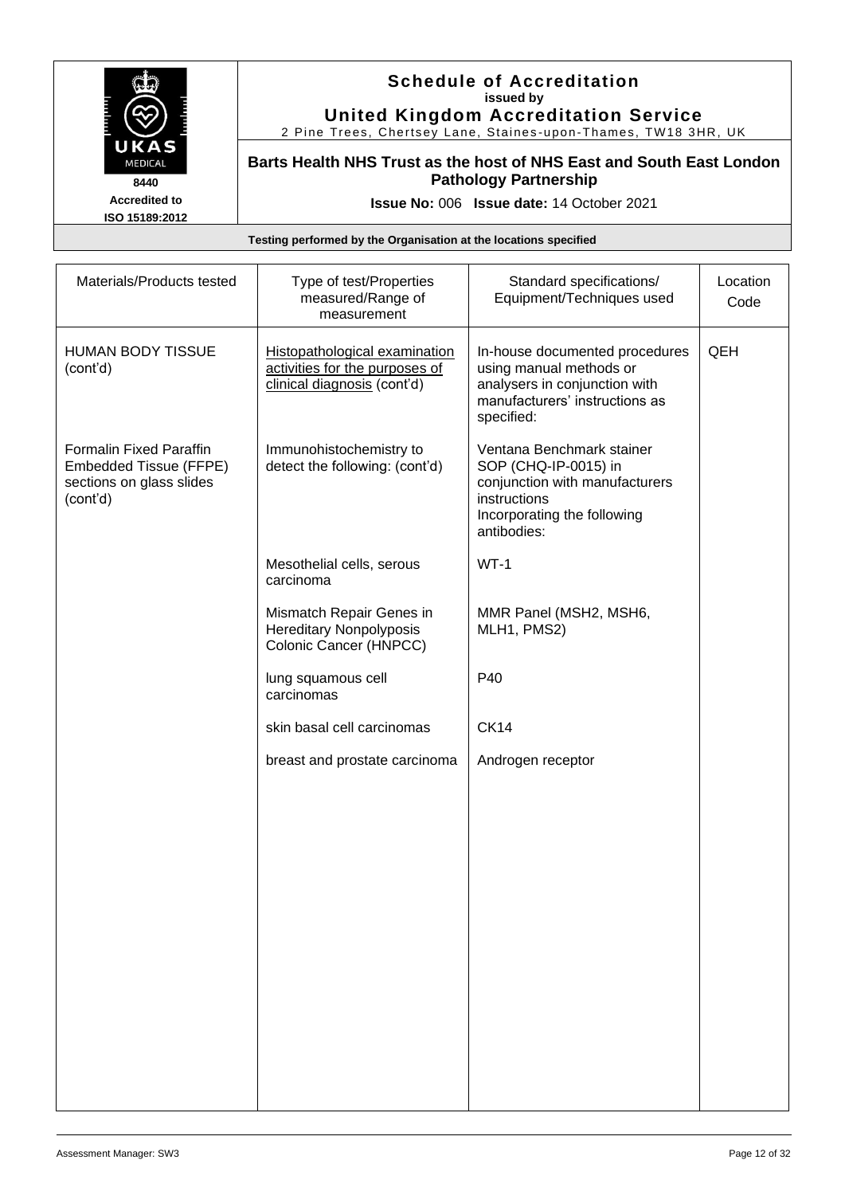# Schedule of Accreditation

issued by

**United Kingdom Accreditation Service**

2 Pine Trees, Chertsey Lane, Staines-upon-Thames, TW18 3HR, UK

UKAS MEDICAL 8440 Accredited to ISO 15189:2012

**Barts Health NHS Trust as the host of NHS East and South East London Pathology Partnership**

**Issue No:** 006 **Issue date:** 14 October 2021

**Testing performed by the Organisation at the locations specified**

| Materials/Products tested | Type of test/Properties measured/Range of measurement | Standard specifications/ Equipment/Techniques used | Location Code |
|---|---|---|---|
| HUMAN BODY TISSUE (cont'd) | Histopathological examination activities for the purposes of clinical diagnosis (cont'd) | In-house documented procedures using manual methods or analysers in conjunction with manufacturers' instructions as specified: | QEH |
| Formalin Fixed Paraffin Embedded Tissue (FFPE) sections on glass slides (cont'd) | Immunohistochemistry to detect the following: (cont'd) | Ventana Benchmark stainer SOP (CHQ-IP-0015) in conjunction with manufacturers instructions Incorporating the following antibodies: | |
| | Mesothelial cells, serous carcinoma | WT-1 | |
| | Mismatch Repair Genes in Hereditary Nonpolyposis Colonic Cancer (HNPCC) | MMR Panel (MSH2, MSH6, MLH1, PMS2) | |
| | lung squamous cell carcinomas | P40 | |
| | skin basal cell carcinomas | CK14 | |
| | breast and prostate carcinoma | Androgen receptor | |

Assessment Manager: SW3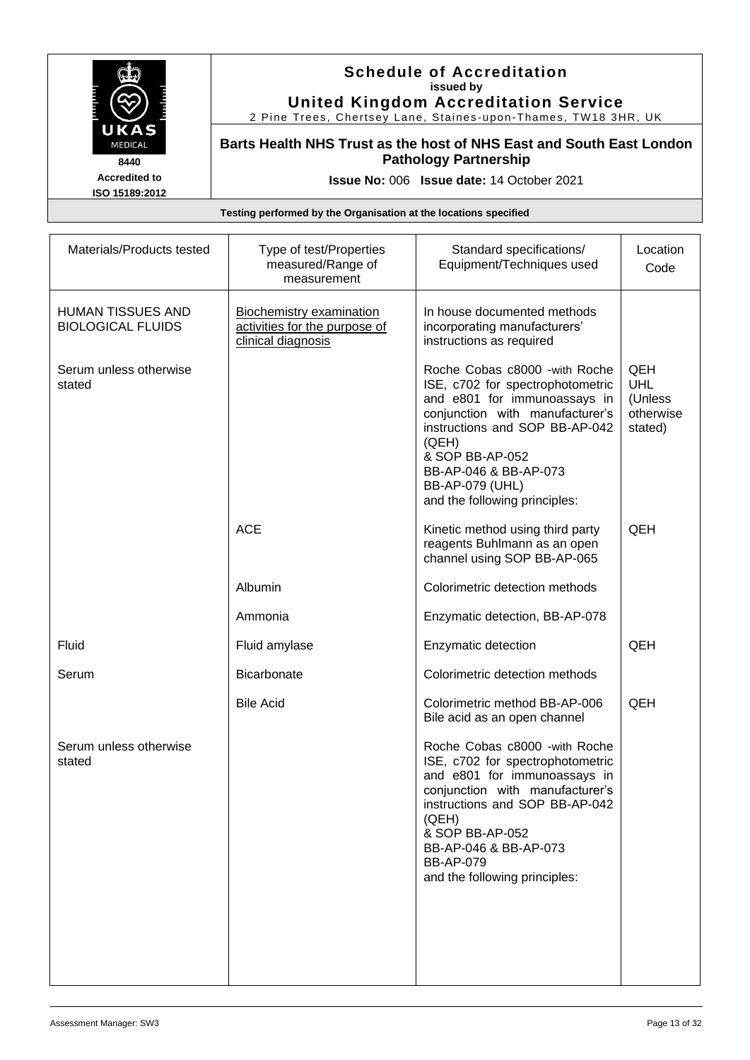| Materials/Products tested | Type of test/Properties measured/Range of measurement | Standard specifications/ Equipment/Techniques used | Location Code |
|---|---|---|---|
| HUMAN TISSUES AND BIOLOGICAL FLUIDS | Biochemistry examination activities for the purpose of clinical diagnosis | In house documented methods incorporating manufacturers' instructions as required | |
| Serum unless otherwise stated | | Roche Cobas c8000 -with Roche ISE, c702 for spectrophotometric and e801 for immunoassays in conjunction with manufacturer's instructions and SOP BB-AP-042 (QEH) & SOP BB-AP-052 BB-AP-046 & BB-AP-073 BB-AP-079 (UHL) and the following principles: | QEH UHL (Unless otherwise stated) |
| | ACE | Kinetic method using third party reagents Buhlmann as an open channel using SOP BB-AP-065 | QEH |
| | Albumin | Colorimetric detection methods | |
| | Ammonia | Enzymatic detection, BB-AP-078 | |
| Fluid | Fluid amylase | Enzymatic detection | QEH |
| Serum | Bicarbonate | Colorimetric detection methods | |
| | Bile Acid | Colorimetric method BB-AP-006 Bile acid as an open channel | QEH |
| Serum unless otherwise stated | | Roche Cobas c8000 -with Roche ISE, c702 for spectrophotometric and e801 for immunoassays in conjunction with manufacturer's instructions and SOP BB-AP-042 (QEH) & SOP BB-AP-052 BB-AP-046 & BB-AP-073 BB-AP-079 and the following principles: | |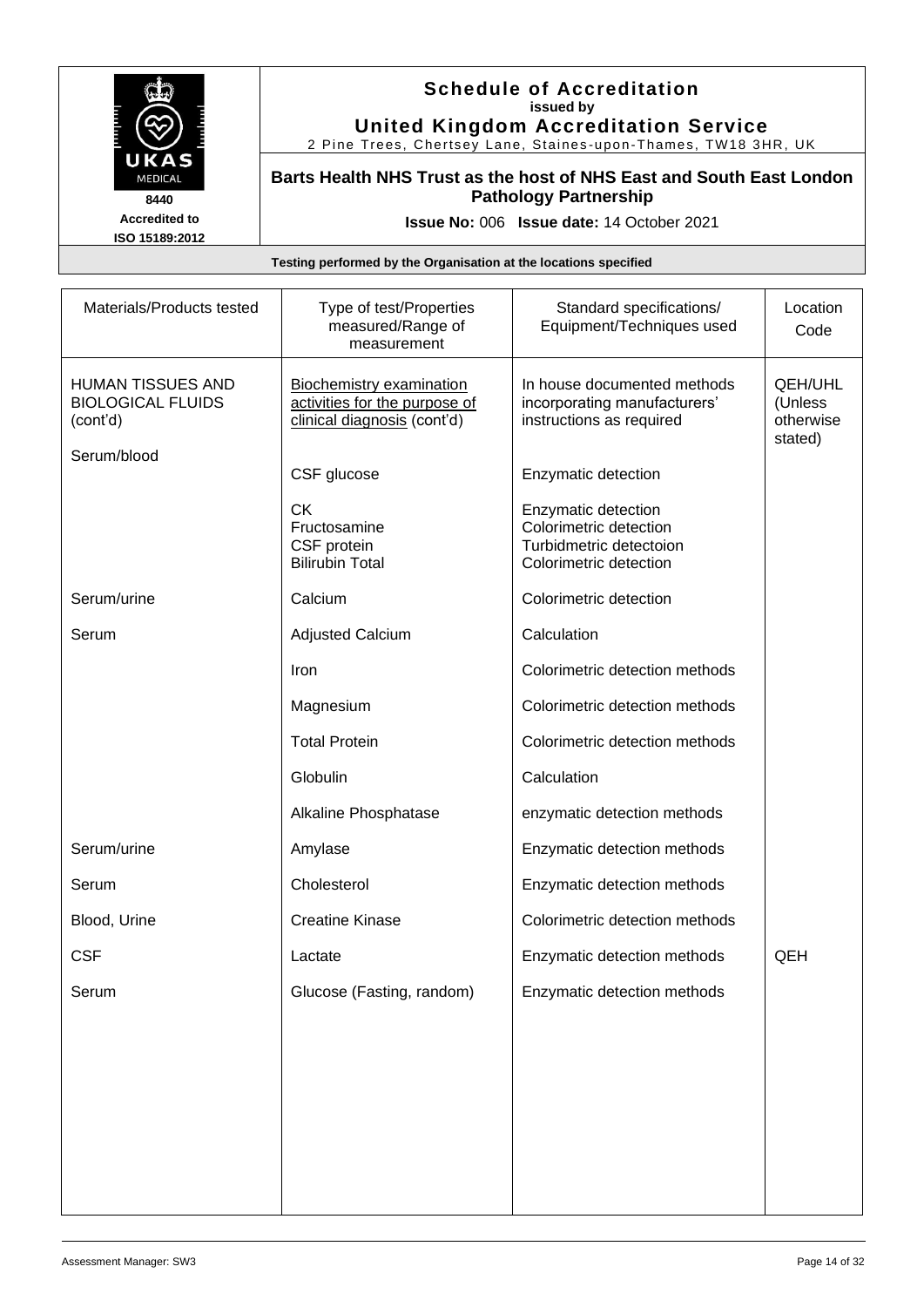# Schedule of Accreditation
**issued by**
**United Kingdom Accreditation Service**
2 Pine Trees, Chertsey Lane, Staines-upon-Thames, TW18 3HR, UK

8440
Accredited to
ISO 15189:2012

**Barts Health NHS Trust as the host of NHS East and South East London Pathology Partnership**

**Issue No:** 006 **Issue date:** 14 October 2021

**Testing performed by the Organisation at the locations specified**

| Materials/Products tested | Type of test/Properties measured/Range of measurement | Standard specifications/ Equipment/Techniques used | Location Code |
|---|---|---|---|
| HUMAN TISSUES AND BIOLOGICAL FLUIDS (cont'd) | Biochemistry examination activities for the purpose of clinical diagnosis (cont'd) | In house documented methods incorporating manufacturers' instructions as required | QEH/UHL (Unless otherwise stated) |
| Serum/blood | CSF glucose | Enzymatic detection | |
| | CK<br>Fructosamine<br>CSF protein<br>Bilirubin Total | Enzymatic detection<br>Colorimetric detection<br>Turbidmetric detectoion<br>Colorimetric detection | |
| Serum/urine | Calcium | Colorimetric detection | |
| Serum | Adjusted Calcium | Calculation | |
| | Iron | Colorimetric detection methods | |
| | Magnesium | Colorimetric detection methods | |
| | Total Protein | Colorimetric detection methods | |
| | Globulin | Calculation | |
| | Alkaline Phosphatase | enzymatic detection methods | |
| Serum/urine | Amylase | Enzymatic detection methods | |
| Serum | Cholesterol | Enzymatic detection methods | |
| Blood, Urine | Creatine Kinase | Colorimetric detection methods | |
| CSF | Lactate | Enzymatic detection methods | QEH |
| Serum | Glucose (Fasting, random) | Enzymatic detection methods | |

Assessment Manager: SW3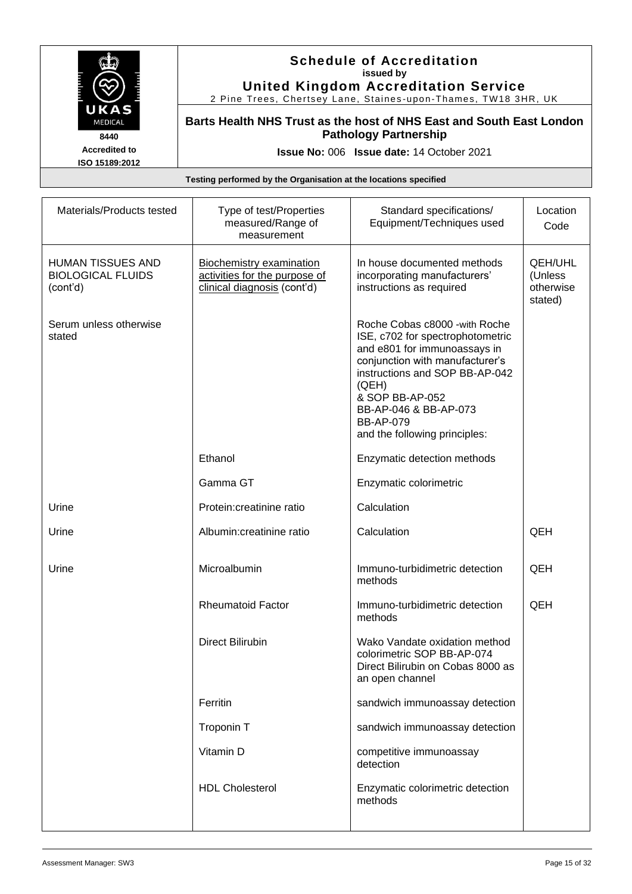# Schedule of Accreditation

**issued by**

**United Kingdom Accreditation Service**

2 Pine Trees, Chertsey Lane, Staines-upon-Thames, TW18 3HR, UK

8440

Accredited to ISO 15189:2012

**Barts Health NHS Trust as the host of NHS East and South East London Pathology Partnership**

**Issue No:** 006 **Issue date:** 14 October 2021

**Testing performed by the Organisation at the locations specified**

| Materials/Products tested | Type of test/Properties measured/Range of measurement | Standard specifications/ Equipment/Techniques used | Location Code |
|---|---|---|---|
| HUMAN TISSUES AND BIOLOGICAL FLUIDS (cont'd) | Biochemistry examination activities for the purpose of clinical diagnosis (cont'd) | In house documented methods incorporating manufacturers' instructions as required | QEH/UHL (Unless otherwise stated) |
| Serum unless otherwise stated | | Roche Cobas c8000 -with Roche ISE, c702 for spectrophotometric and e801 for immunoassays in conjunction with manufacturer's instructions and SOP BB-AP-042 (QEH) & SOP BB-AP-052 BB-AP-046 & BB-AP-073 BB-AP-079 and the following principles: | |
| | Ethanol | Enzymatic detection methods | |
| | Gamma GT | Enzymatic colorimetric | |
| Urine | Protein:creatinine ratio | Calculation | |
| Urine | Albumin:creatinine ratio | Calculation | QEH |
| Urine | Microalbumin | Immuno-turbidimetric detection methods | QEH |
| | Rheumatoid Factor | Immuno-turbidimetric detection methods | QEH |
| | Direct Bilirubin | Wako Vandate oxidation method colorimetric SOP BB-AP-074 Direct Bilirubin on Cobas 8000 as an open channel | |
| | Ferritin | sandwich immunoassay detection | |
| | Troponin T | sandwich immunoassay detection | |
| | Vitamin D | competitive immunoassay detection | |
| | HDL Cholesterol | Enzymatic colorimetric detection methods | |

Assessment Manager: SW3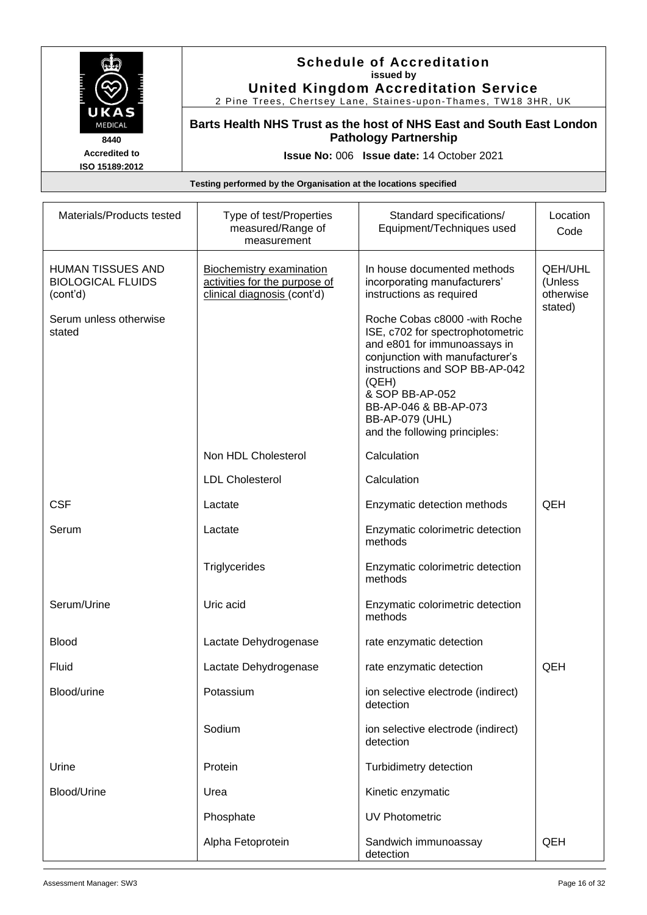# Schedule of Accreditation

**issued by**

**United Kingdom Accreditation Service**

2 Pine Trees, Chertsey Lane, Staines-upon-Thames, TW18 3HR, UK

UKAS MEDICAL 8440

Accredited to ISO 15189:2012

**Barts Health NHS Trust as the host of NHS East and South East London Pathology Partnership**

**Issue No:** 006 **Issue date:** 14 October 2021

**Testing performed by the Organisation at the locations specified**

| Materials/Products tested | Type of test/Properties measured/Range of measurement | Standard specifications/ Equipment/Techniques used | Location Code |
|---|---|---|---|
| HUMAN TISSUES AND BIOLOGICAL FLUIDS (cont'd)<br><br>Serum unless otherwise stated | Biochemistry examination activities for the purpose of clinical diagnosis (cont'd) | In house documented methods incorporating manufacturers' instructions as required<br><br>Roche Cobas c8000 -with Roche ISE, c702 for spectrophotometric and e801 for immunoassays in conjunction with manufacturer's instructions and SOP BB-AP-042 (QEH)<br>& SOP BB-AP-052<br>BB-AP-046 & BB-AP-073<br>BB-AP-079 (UHL)<br>and the following principles: | QEH/UHL (Unless otherwise stated) |
| | Non HDL Cholesterol | Calculation | |
| | LDL Cholesterol | Calculation | |
| CSF | Lactate | Enzymatic detection methods | QEH |
| Serum | Lactate | Enzymatic colorimetric detection methods | |
| | Triglycerides | Enzymatic colorimetric detection methods | |
| Serum/Urine | Uric acid | Enzymatic colorimetric detection methods | |
| Blood | Lactate Dehydrogenase | rate enzymatic detection | |
| Fluid | Lactate Dehydrogenase | rate enzymatic detection | QEH |
| Blood/urine | Potassium | ion selective electrode (indirect) detection | |
| | Sodium | ion selective electrode (indirect) detection | |
| Urine | Protein | Turbidimetry detection | |
| Blood/Urine | Urea | Kinetic enzymatic | |
| | Phosphate | UV Photometric | |
| | Alpha Fetoprotein | Sandwich immunoassay detection | QEH |

Assessment Manager: SW3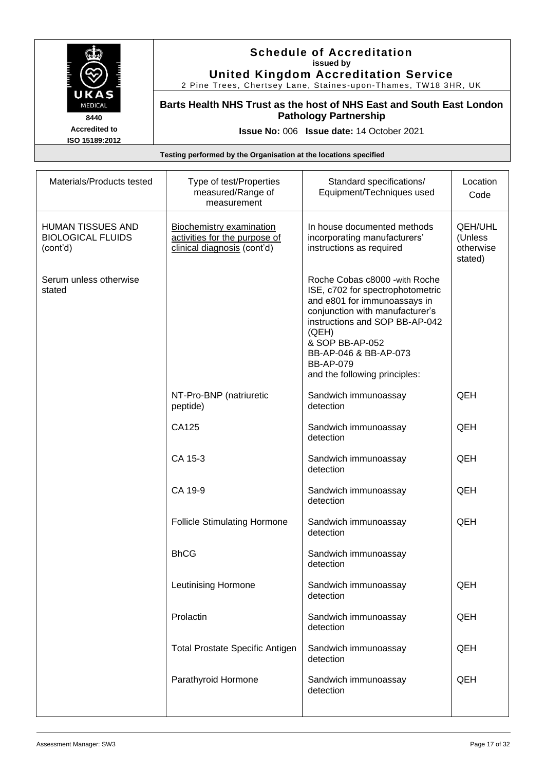# Schedule of Accreditation

issued by

**United Kingdom Accreditation Service**

2 Pine Trees, Chertsey Lane, Staines-upon-Thames, TW18 3HR, UK

8440

Accredited to ISO 15189:2012

**Barts Health NHS Trust as the host of NHS East and South East London Pathology Partnership**

**Issue No:** 006 **Issue date:** 14 October 2021

**Testing performed by the Organisation at the locations specified**

| Materials/Products tested | Type of test/Properties measured/Range of measurement | Standard specifications/ Equipment/Techniques used | Location Code |
|---|---|---|---|
| HUMAN TISSUES AND BIOLOGICAL FLUIDS (cont'd) | Biochemistry examination activities for the purpose of clinical diagnosis (cont'd) | In house documented methods incorporating manufacturers' instructions as required | QEH/UHL (Unless otherwise stated) |
| Serum unless otherwise stated | | Roche Cobas c8000 -with Roche ISE, c702 for spectrophotometric and e801 for immunoassays in conjunction with manufacturer's instructions and SOP BB-AP-042 (QEH) & SOP BB-AP-052 BB-AP-046 & BB-AP-073 BB-AP-079 and the following principles: | |
| | NT-Pro-BNP (natriuretic peptide) | Sandwich immunoassay detection | QEH |
| | CA125 | Sandwich immunoassay detection | QEH |
| | CA 15-3 | Sandwich immunoassay detection | QEH |
| | CA 19-9 | Sandwich immunoassay detection | QEH |
| | Follicle Stimulating Hormone | Sandwich immunoassay detection | QEH |
| | BhCG | Sandwich immunoassay detection | |
| | Leutinising Hormone | Sandwich immunoassay detection | QEH |
| | Prolactin | Sandwich immunoassay detection | QEH |
| | Total Prostate Specific Antigen | Sandwich immunoassay detection | QEH |
| | Parathyroid Hormone | Sandwich immunoassay detection | QEH |

Assessment Manager: SW3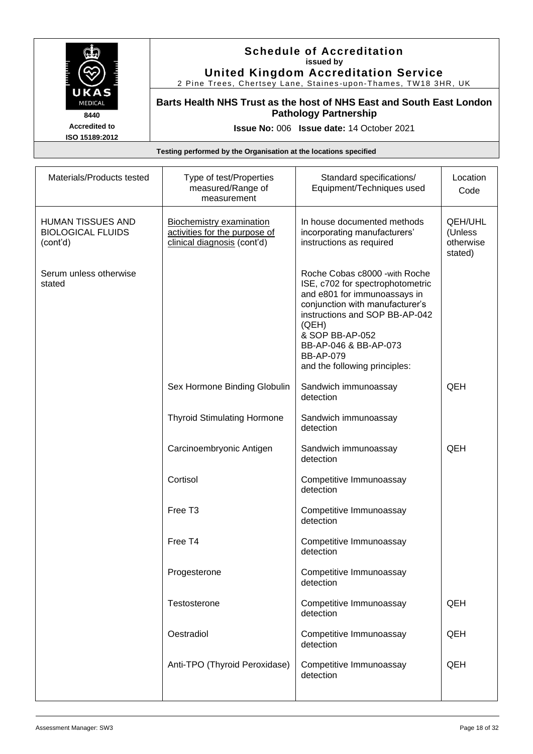**Schedule of Accreditation**
**issued by**
**United Kingdom Accreditation Service**
2 Pine Trees, Chertsey Lane, Staines-upon-Thames, TW18 3HR, UK

UKAS MEDICAL
8440
Accredited to
ISO 15189:2012

**Barts Health NHS Trust as the host of NHS East and South East London Pathology Partnership**

**Issue No:** 006 **Issue date:** 14 October 2021

**Testing performed by the Organisation at the locations specified**

| Materials/Products tested | Type of test/Properties measured/Range of measurement | Standard specifications/ Equipment/Techniques used | Location Code |
|---|---|---|---|
| HUMAN TISSUES AND BIOLOGICAL FLUIDS (cont'd) | Biochemistry examination activities for the purpose of clinical diagnosis (cont'd) | In house documented methods incorporating manufacturers' instructions as required | QEH/UHL (Unless otherwise stated) |
| Serum unless otherwise stated | | Roche Cobas c8000 -with Roche ISE, c702 for spectrophotometric and e801 for immunoassays in conjunction with manufacturer's instructions and SOP BB-AP-042 (QEH) & SOP BB-AP-052 BB-AP-046 & BB-AP-073 BB-AP-079 and the following principles: | |
| | Sex Hormone Binding Globulin | Sandwich immunoassay detection | QEH |
| | Thyroid Stimulating Hormone | Sandwich immunoassay detection | |
| | Carcinoembryonic Antigen | Sandwich immunoassay detection | QEH |
| | Cortisol | Competitive Immunoassay detection | |
| | Free T3 | Competitive Immunoassay detection | |
| | Free T4 | Competitive Immunoassay detection | |
| | Progesterone | Competitive Immunoassay detection | |
| | Testosterone | Competitive Immunoassay detection | QEH |
| | Oestradiol | Competitive Immunoassay detection | QEH |
| | Anti-TPO (Thyroid Peroxidase) | Competitive Immunoassay detection | QEH |

Assessment Manager: SW3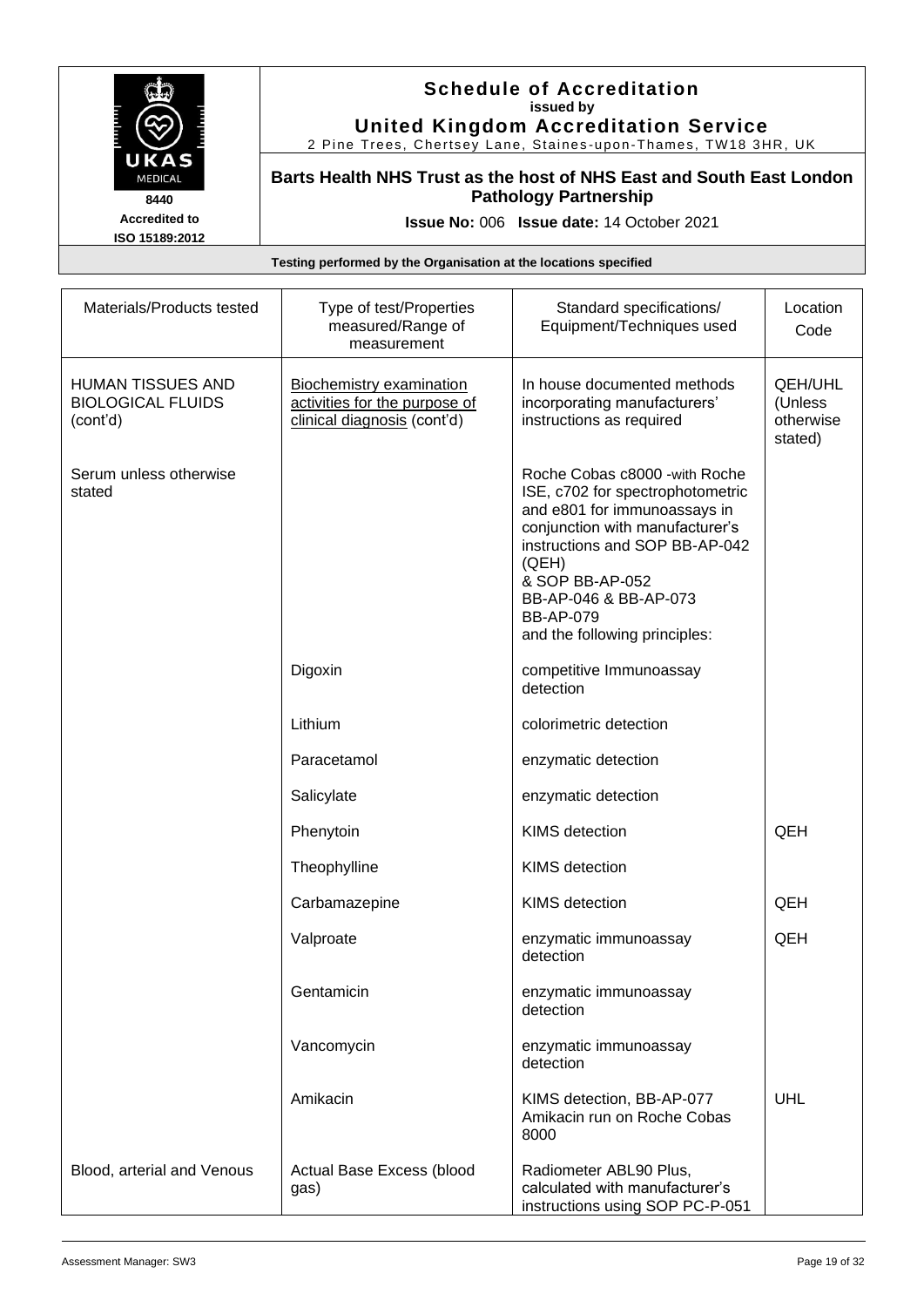**Schedule of Accreditation**
**issued by**
**United Kingdom Accreditation Service**
2 Pine Trees, Chertsey Lane, Staines-upon-Thames, TW18 3HR, UK

UKAS MEDICAL 8440
Accredited to ISO 15189:2012

**Barts Health NHS Trust as the host of NHS East and South East London Pathology Partnership**

**Issue No:** 006 **Issue date:** 14 October 2021

**Testing performed by the Organisation at the locations specified**

| Materials/Products tested | Type of test/Properties measured/Range of measurement | Standard specifications/ Equipment/Techniques used | Location Code |
|---|---|---|---|
| HUMAN TISSUES AND BIOLOGICAL FLUIDS (cont'd) | Biochemistry examination activities for the purpose of clinical diagnosis (cont'd) | In house documented methods incorporating manufacturers' instructions as required | QEH/UHL (Unless otherwise stated) |
| Serum unless otherwise stated | | Roche Cobas c8000 -with Roche ISE, c702 for spectrophotometric and e801 for immunoassays in conjunction with manufacturer's instructions and SOP BB-AP-042 (QEH) & SOP BB-AP-052 BB-AP-046 & BB-AP-073 BB-AP-079 and the following principles: | |
| | Digoxin | competitive Immunoassay detection | |
| | Lithium | colorimetric detection | |
| | Paracetamol | enzymatic detection | |
| | Salicylate | enzymatic detection | |
| | Phenytoin | KIMS detection | QEH |
| | Theophylline | KIMS detection | |
| | Carbamazepine | KIMS detection | QEH |
| | Valproate | enzymatic immunoassay detection | QEH |
| | Gentamicin | enzymatic immunoassay detection | |
| | Vancomycin | enzymatic immunoassay detection | |
| | Amikacin | KIMS detection, BB-AP-077 Amikacin run on Roche Cobas 8000 | UHL |
| Blood, arterial and Venous | Actual Base Excess (blood gas) | Radiometer ABL90 Plus, calculated with manufacturer's instructions using SOP PC-P-051 | |

Assessment Manager: SW3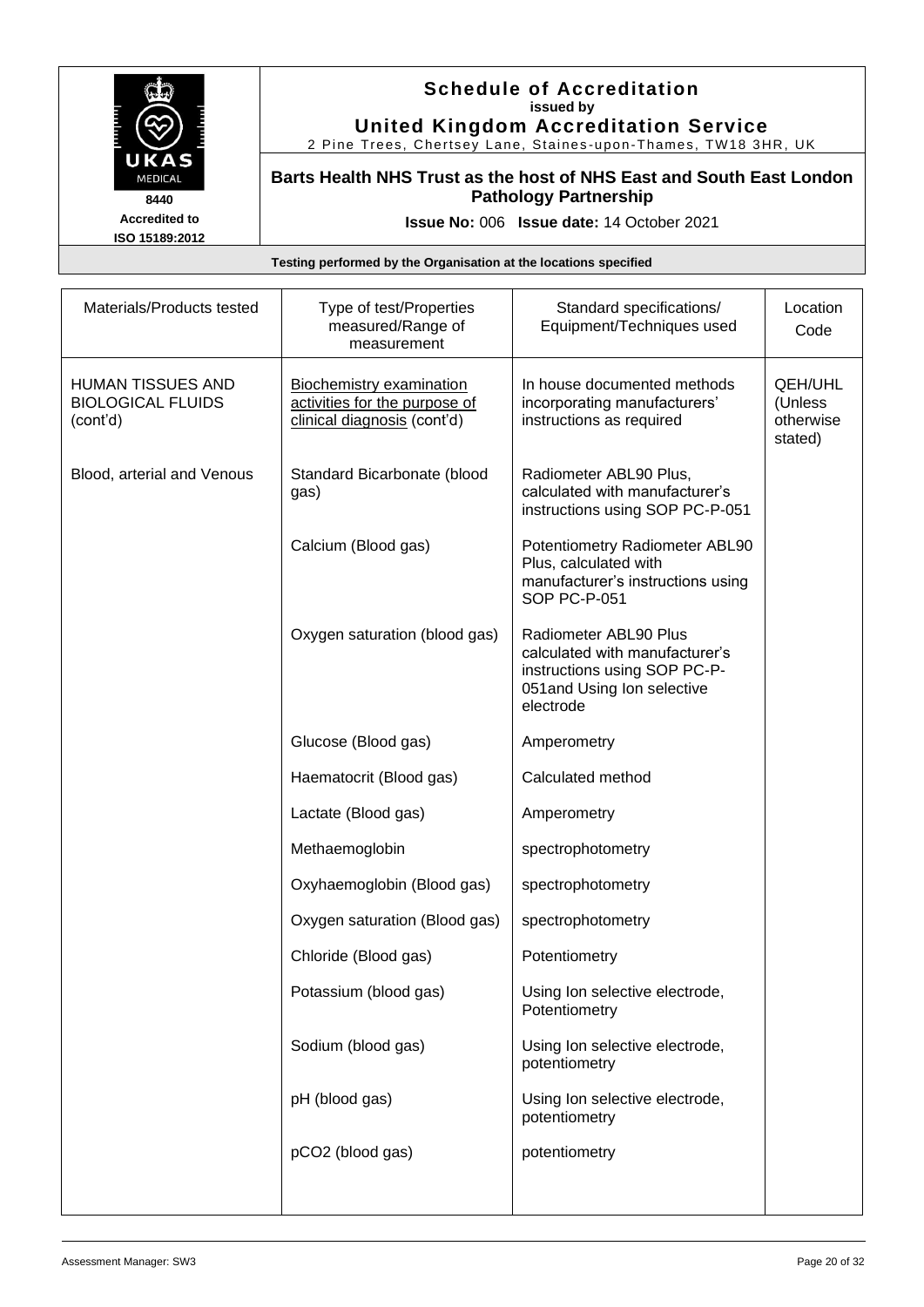# Schedule of Accreditation

**issued by**

**United Kingdom Accreditation Service**

2 Pine Trees, Chertsey Lane, Staines-upon-Thames, TW18 3HR, UK

**Barts Health NHS Trust as the host of NHS East and South East London Pathology Partnership**

**8440**

**Accredited to ISO 15189:2012**

**Issue No:** 006 **Issue date:** 14 October 2021

**Testing performed by the Organisation at the locations specified**

| Materials/Products tested | Type of test/Properties measured/Range of measurement | Standard specifications/ Equipment/Techniques used | Location Code |
|---|---|---|---|
| HUMAN TISSUES AND BIOLOGICAL FLUIDS (cont'd) | Biochemistry examination activities for the purpose of clinical diagnosis (cont'd) | In house documented methods incorporating manufacturers' instructions as required | QEH/UHL (Unless otherwise stated) |
| Blood, arterial and Venous | Standard Bicarbonate (blood gas) | Radiometer ABL90 Plus, calculated with manufacturer's instructions using SOP PC-P-051 | |
| | Calcium (Blood gas) | Potentiometry Radiometer ABL90 Plus, calculated with manufacturer's instructions using SOP PC-P-051 | |
| | Oxygen saturation (blood gas) | Radiometer ABL90 Plus calculated with manufacturer's instructions using SOP PC-P-051and Using Ion selective electrode | |
| | Glucose (Blood gas) | Amperometry | |
| | Haematocrit (Blood gas) | Calculated method | |
| | Lactate (Blood gas) | Amperometry | |
| | Methaemoglobin | spectrophotometry | |
| | Oxyhaemoglobin (Blood gas) | spectrophotometry | |
| | Oxygen saturation (Blood gas) | spectrophotometry | |
| | Chloride (Blood gas) | Potentiometry | |
| | Potassium (blood gas) | Using Ion selective electrode, Potentiometry | |
| | Sodium (blood gas) | Using Ion selective electrode, potentiometry | |
| | pH (blood gas) | Using Ion selective electrode, potentiometry | |
| | $pCO_2$ (blood gas) | potentiometry | |

Assessment Manager: SW3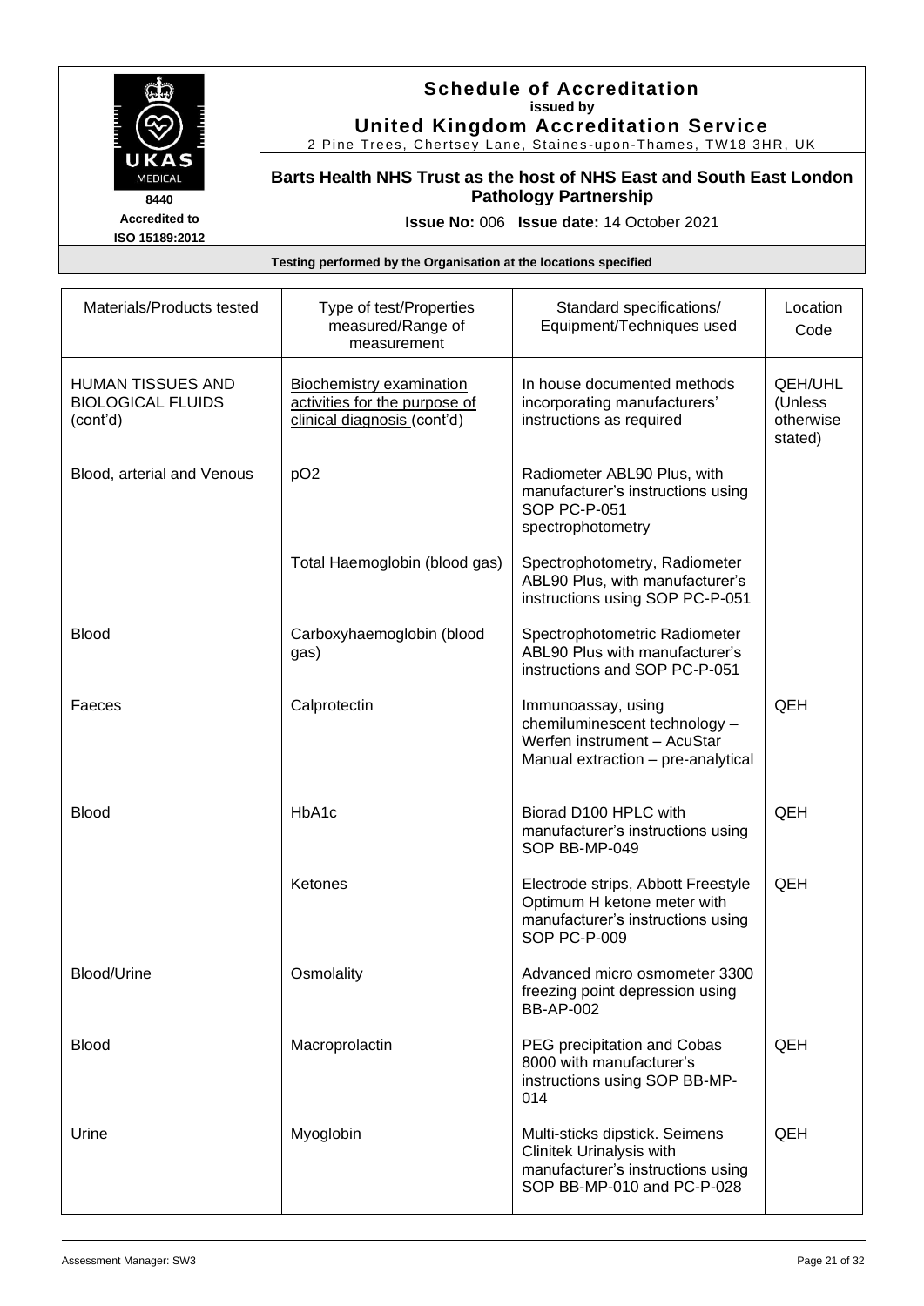# Schedule of Accreditation
**issued by**
**United Kingdom Accreditation Service**
2 Pine Trees, Chertsey Lane, Staines-upon-Thames, TW18 3HR, UK

8440
Accredited to
ISO 15189:2012

**Barts Health NHS Trust as the host of NHS East and South East London Pathology Partnership**

**Issue No:** 006 **Issue date:** 14 October 2021

**Testing performed by the Organisation at the locations specified**

| Materials/Products tested | Type of test/Properties measured/Range of measurement | Standard specifications/ Equipment/Techniques used | Location Code |
|---|---|---|---|
| HUMAN TISSUES AND BIOLOGICAL FLUIDS (cont'd) | Biochemistry examination activities for the purpose of clinical diagnosis (cont'd) | In house documented methods incorporating manufacturers' instructions as required | QEH/UHL (Unless otherwise stated) |
| Blood, arterial and Venous | pO2 | Radiometer ABL90 Plus, with manufacturer's instructions using SOP PC-P-051 spectrophotometry | |
| | Total Haemoglobin (blood gas) | Spectrophotometry, Radiometer ABL90 Plus, with manufacturer's instructions using SOP PC-P-051 | |
| Blood | Carboxyhaemoglobin (blood gas) | Spectrophotometric Radiometer ABL90 Plus with manufacturer's instructions and SOP PC-P-051 | |
| Faeces | Calprotectin | Immunoassay, using chemiluminescent technology – Werfen instrument – AcuStar Manual extraction – pre-analytical | QEH |
| Blood | HbA1c | Biorad D100 HPLC with manufacturer's instructions using SOP BB-MP-049 | QEH |
| | Ketones | Electrode strips, Abbott Freestyle Optimum H ketone meter with manufacturer's instructions using SOP PC-P-009 | QEH |
| Blood/Urine | Osmolality | Advanced micro osmometer 3300 freezing point depression using BB-AP-002 | |
| Blood | Macroprolactin | PEG precipitation and Cobas 8000 with manufacturer's instructions using SOP BB-MP-014 | QEH |
| Urine | Myoglobin | Multi-sticks dipstick. Seimens Clinitek Urinalysis with manufacturer's instructions using SOP BB-MP-010 and PC-P-028 | QEH |

Assessment Manager: SW3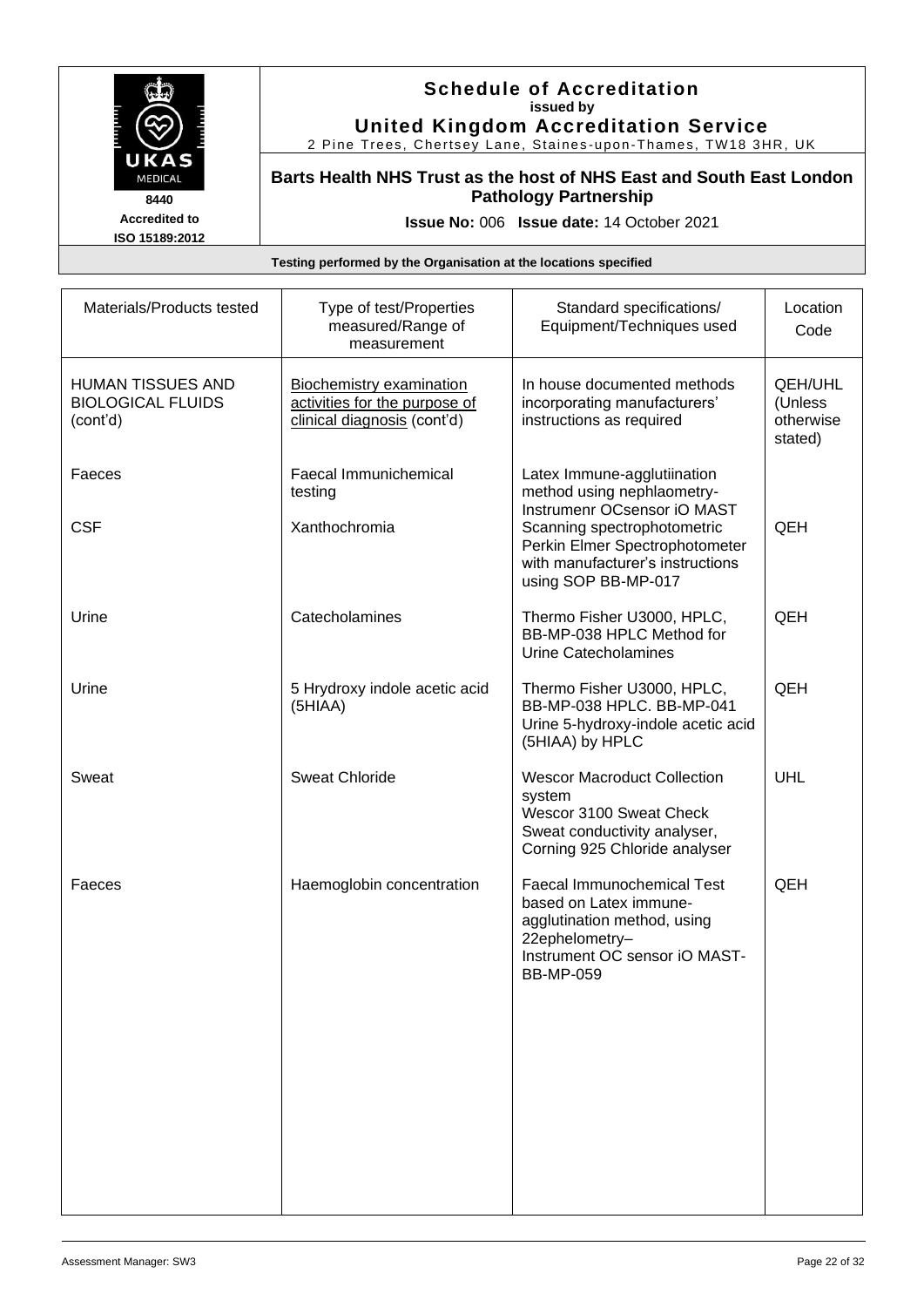**Schedule of Accreditation**
**issued by**
**United Kingdom Accreditation Service**
2 Pine Trees, Chertsey Lane, Staines-upon-Thames, TW18 3HR, UK

UKAS MEDICAL
8440
Accredited to ISO 15189:2012

**Barts Health NHS Trust as the host of NHS East and South East London Pathology Partnership**

**Issue No:** 006 **Issue date:** 14 October 2021

**Testing performed by the Organisation at the locations specified**

| Materials/Products tested | Type of test/Properties measured/Range of measurement | Standard specifications/ Equipment/Techniques used | Location Code |
|---|---|---|---|
| HUMAN TISSUES AND BIOLOGICAL FLUIDS (cont'd) | Biochemistry examination activities for the purpose of clinical diagnosis (cont'd) | In house documented methods incorporating manufacturers' instructions as required | QEH/UHL (Unless otherwise stated) |
| Faeces | Faecal Immunichemical testing | Latex Immune-agglutiination method using nephlaometry-Instrumenr OCsensor iO MAST | |
| CSF | Xanthochromia | Scanning spectrophotometric Perkin Elmer Spectrophotometer with manufacturer's instructions using SOP BB-MP-017 | QEH |
| Urine | Catecholamines | Thermo Fisher U3000, HPLC, BB-MP-038 HPLC Method for Urine Catecholamines | QEH |
| Urine | 5 Hrydroxy indole acetic acid (5HIAA) | Thermo Fisher U3000, HPLC, BB-MP-038 HPLC. BB-MP-041 Urine 5-hydroxy-indole acetic acid (5HIAA) by HPLC | QEH |
| Sweat | Sweat Chloride | Wescor Macroduct Collection system<br>Wescor 3100 Sweat Check Sweat conductivity analyser, Corning 925 Chloride analyser | UHL |
| Faeces | Haemoglobin concentration | Faecal Immunochemical Test based on Latex immune-agglutination method, using 22ephelometry–<br>Instrument OC sensor iO MAST-BB-MP-059 | QEH |

Assessment Manager: SW3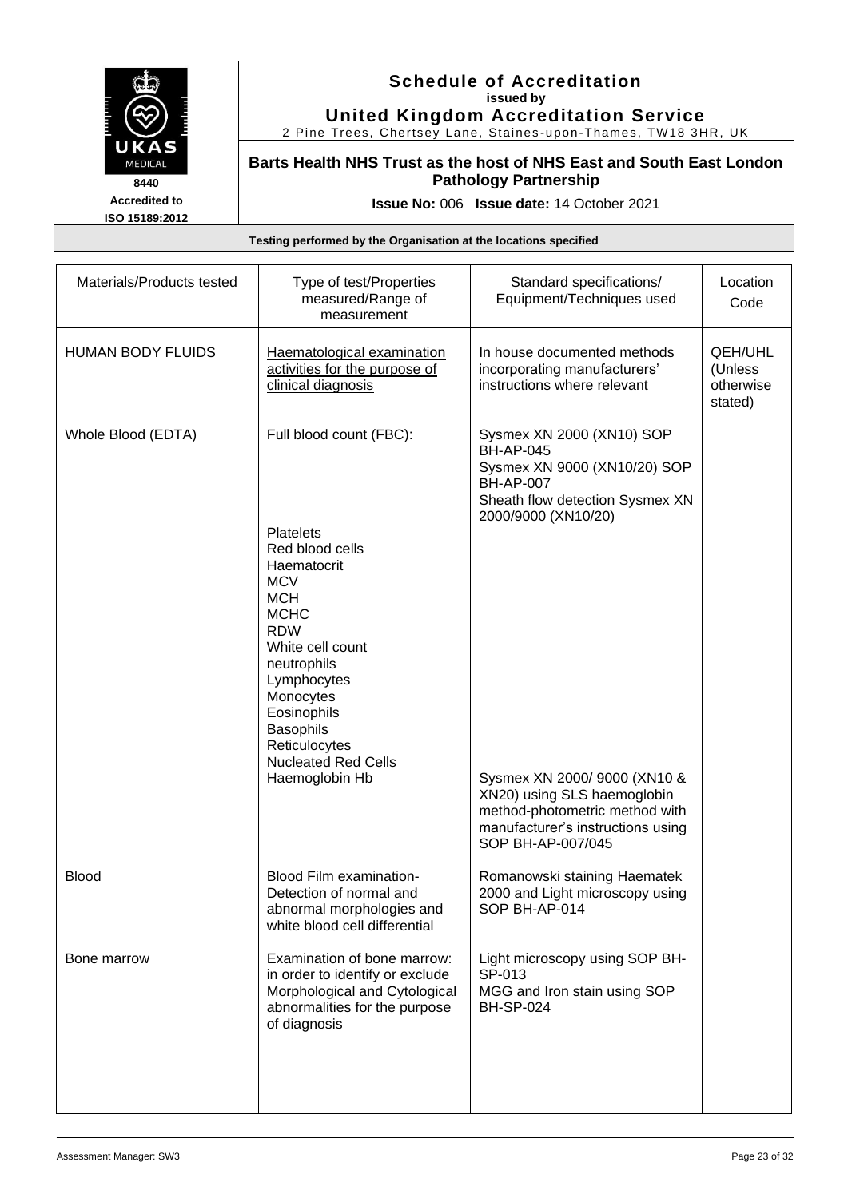# Schedule of Accreditation

issued by

**United Kingdom Accreditation Service**

2 Pine Trees, Chertsey Lane, Staines-upon-Thames, TW18 3HR, UK

8440

Accredited to ISO 15189:2012

**Barts Health NHS Trust as the host of NHS East and South East London Pathology Partnership**

**Issue No:** 006 **Issue date:** 14 October 2021

**Testing performed by the Organisation at the locations specified**

| Materials/Products tested | Type of test/Properties measured/Range of measurement | Standard specifications/ Equipment/Techniques used | Location Code |
|---|---|---|---|
| HUMAN BODY FLUIDS | Haematological examination activities for the purpose of clinical diagnosis | In house documented methods incorporating manufacturers' instructions where relevant | QEH/UHL (Unless otherwise stated) |
| Whole Blood (EDTA) | Full blood count (FBC): | Sysmex XN 2000 (XN10) SOP BH-AP-045<br>Sysmex XN 9000 (XN10/20) SOP BH-AP-007<br>Sheath flow detection Sysmex XN 2000/9000 (XN10/20) | |
| | Platelets<br>Red blood cells<br>Haematocrit<br>MCV<br>MCH<br>MCHC<br>RDW<br>White cell count<br>neutrophils<br>Lymphocytes<br>Monocytes<br>Eosinophils<br>Basophils<br>Reticulocytes<br>Nucleated Red Cells | | |
| | Haemoglobin Hb | Sysmex XN 2000/ 9000 (XN10 & XN20) using SLS haemoglobin method-photometric method with manufacturer's instructions using SOP BH-AP-007/045 | |
| Blood | Blood Film examination- Detection of normal and abnormal morphologies and white blood cell differential | Romanowski staining Haematek 2000 and Light microscopy using SOP BH-AP-014 | |
| Bone marrow | Examination of bone marrow: in order to identify or exclude Morphological and Cytological abnormalities for the purpose of diagnosis | Light microscopy using SOP BH-SP-013<br>MGG and Iron stain using SOP BH-SP-024 | |

Assessment Manager: SW3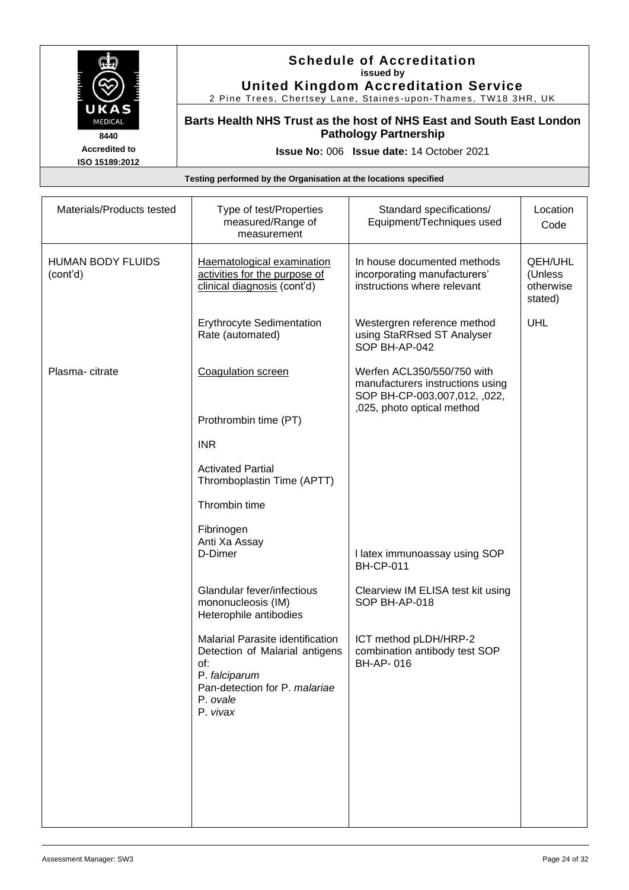# Schedule of Accreditation

**issued by**

**United Kingdom Accreditation Service**

2 Pine Trees, Chertsey Lane, Staines-upon-Thames, TW18 3HR, UK

8440

Accredited to ISO 15189:2012

**Barts Health NHS Trust as the host of NHS East and South East London Pathology Partnership**

**Issue No:** 006 **Issue date:** 14 October 2021

**Testing performed by the Organisation at the locations specified**

| Materials/Products tested | Type of test/Properties measured/Range of measurement | Standard specifications/ Equipment/Techniques used | Location Code |
|---|---|---|---|
| HUMAN BODY FLUIDS (cont'd) | Haematological examination activities for the purpose of clinical diagnosis (cont'd) | In house documented methods incorporating manufacturers' instructions where relevant | QEH/UHL (Unless otherwise stated) |
| | Erythrocyte Sedimentation Rate (automated) | Westergren reference method using StaRRsed ST Analyser SOP BH-AP-042 | UHL |
| Plasma- citrate | Coagulation screen | Werfen ACL350/550/750 with manufacturers instructions using SOP BH-CP-003,007,012, ,022, ,025, photo optical method | |
| | Prothrombin time (PT) | | |
| | INR | | |
| | Activated Partial Thromboplastin Time (APTT) | | |
| | Thrombin time | | |
| | Fibrinogen<br>Anti Xa Assay<br>D-Dimer | l latex immunoassay using SOP BH-CP-011 | |
| | Glandular fever/infectious mononucleosis (IM) Heterophile antibodies | Clearview IM ELISA test kit using SOP BH-AP-018 | |
| | Malarial Parasite identification Detection of Malarial antigens of:<br>P. *falciparum*<br>Pan-detection for P. *malariae*<br>P. *ovale*<br>P. *vivax* | ICT method pLDH/HRP-2 combination antibody test SOP BH-AP- 016 | |

Assessment Manager: SW3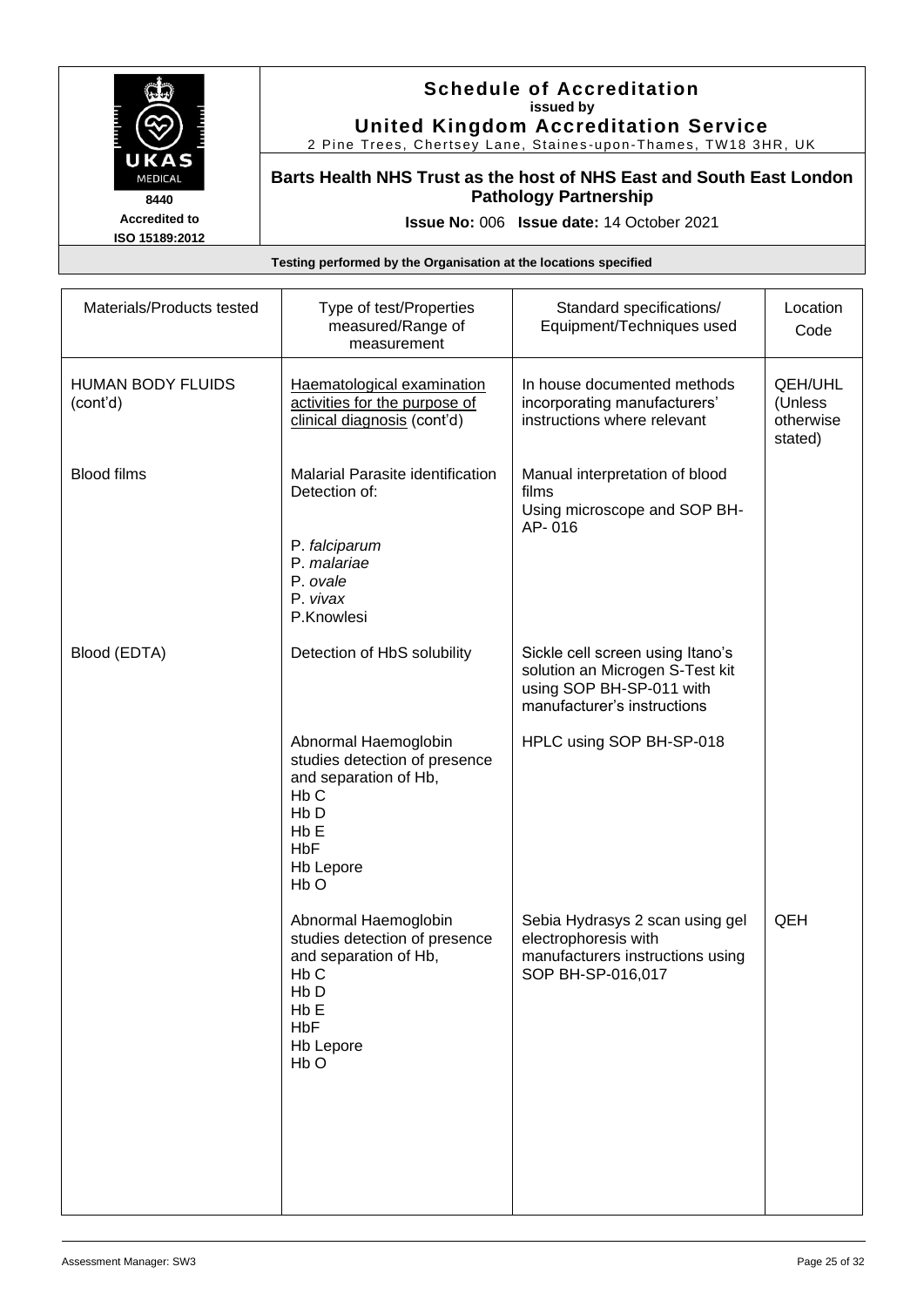## Schedule of Accreditation
issued by
**United Kingdom Accreditation Service**
2 Pine Trees, Chertsey Lane, Staines-upon-Thames, TW18 3HR, UK

UKAS MEDICAL 8440
Accredited to ISO 15189:2012

**Barts Health NHS Trust as the host of NHS East and South East London Pathology Partnership**

**Issue No:** 006 **Issue date:** 14 October 2021

**Testing performed by the Organisation at the locations specified**

| Materials/Products tested | Type of test/Properties measured/Range of measurement | Standard specifications/ Equipment/Techniques used | Location Code |
|---|---|---|---|
| HUMAN BODY FLUIDS (cont'd) | Haematological examination activities for the purpose of clinical diagnosis (cont'd) | In house documented methods incorporating manufacturers' instructions where relevant | QEH/UHL (Unless otherwise stated) |
| Blood films | Malarial Parasite identification Detection of:<br><br>P. *falciparum*<br>P. *malariae*<br>P. *ovale*<br>P. *vivax*<br>P.Knowlesi | Manual interpretation of blood films<br>Using microscope and SOP BH-AP- 016 | |
| Blood (EDTA) | Detection of HbS solubility | Sickle cell screen using Itano's solution an Microgen S-Test kit using SOP BH-SP-011 with manufacturer's instructions | |
| | Abnormal Haemoglobin studies detection of presence and separation of Hb,<br>Hb C<br>Hb D<br>Hb E<br>HbF<br>Hb Lepore<br>Hb O | HPLC using SOP BH-SP-018 | |
| | Abnormal Haemoglobin studies detection of presence and separation of Hb,<br>Hb C<br>Hb D<br>Hb E<br>HbF<br>Hb Lepore<br>Hb O | Sebia Hydrasys 2 scan using gel electrophoresis with manufacturers instructions using SOP BH-SP-016,017 | QEH |

Assessment Manager: SW3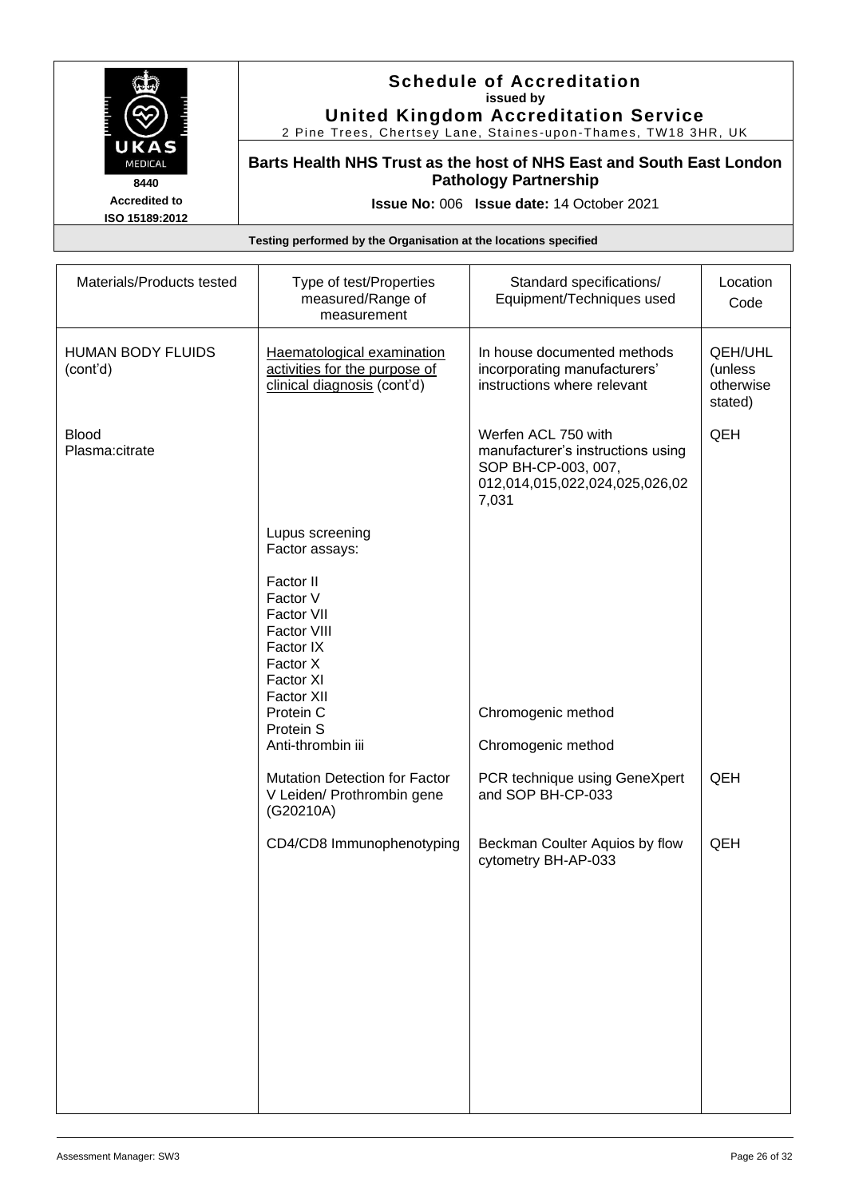# Schedule of Accreditation

issued by

**United Kingdom Accreditation Service**

2 Pine Trees, Chertsey Lane, Staines-upon-Thames, TW18 3HR, UK

**Barts Health NHS Trust as the host of NHS East and South East London Pathology Partnership**

8440

Accredited to ISO 15189:2012

**Issue No:** 006 **Issue date:** 14 October 2021

**Testing performed by the Organisation at the locations specified**

| Materials/Products tested | Type of test/Properties measured/Range of measurement | Standard specifications/ Equipment/Techniques used | Location Code |
|---|---|---|---|
| HUMAN BODY FLUIDS (cont'd) | Haematological examination activities for the purpose of clinical diagnosis (cont'd) | In house documented methods incorporating manufacturers' instructions where relevant | QEH/UHL (unless otherwise stated) |
| Blood Plasma:citrate | | Werfen ACL 750 with manufacturer's instructions using SOP BH-CP-003, 007, 012,014,015,022,024,025,026,027,031 | QEH |
| | Lupus screening<br>Factor assays:<br><br>Factor II<br>Factor V<br>Factor VII<br>Factor VIII<br>Factor IX<br>Factor X<br>Factor XI<br>Factor XII | | |
| | Protein C | Chromogenic method | |
| | Protein S | | |
| | Anti-thrombin iii | Chromogenic method | |
| | Mutation Detection for Factor V Leiden/ Prothrombin gene (G20210A) | PCR technique using GeneXpert and SOP BH-CP-033 | QEH |
| | CD4/CD8 Immunophenotyping | Beckman Coulter Aquios by flow cytometry BH-AP-033 | QEH |

Assessment Manager: SW3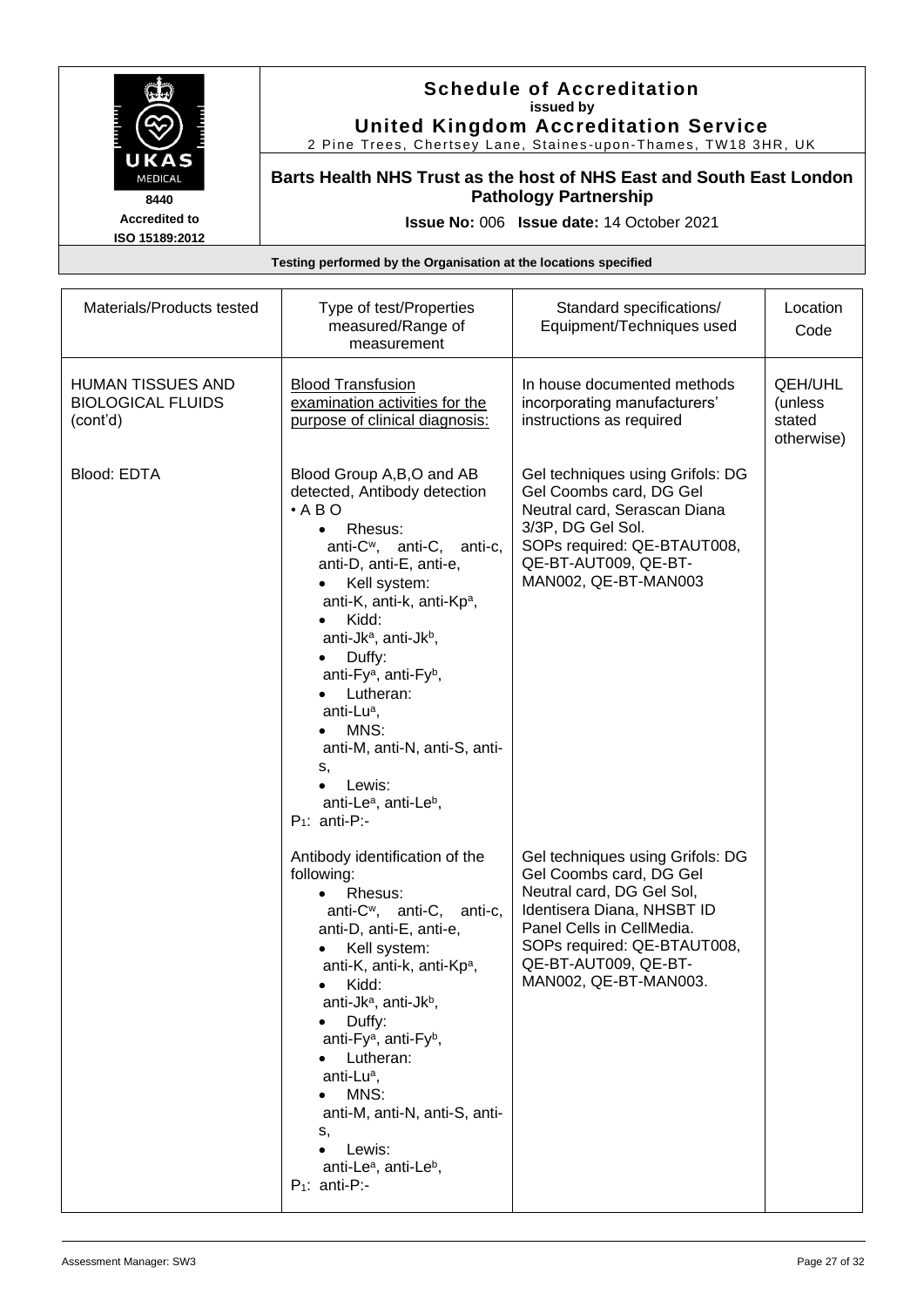## Schedule of Accreditation
issued by
**United Kingdom Accreditation Service**
2 Pine Trees, Chertsey Lane, Staines-upon-Thames, TW18 3HR, UK

UKAS MEDICAL
8440
Accredited to
ISO 15189:2012

**Barts Health NHS Trust as the host of NHS East and South East London Pathology Partnership**

**Issue No:** 006 **Issue date:** 14 October 2021

**Testing performed by the Organisation at the locations specified**

| Materials/Products tested | Type of test/Properties measured/Range of measurement | Standard specifications/ Equipment/Techniques used | Location Code |
|---|---|---|---|
| HUMAN TISSUES AND BIOLOGICAL FLUIDS (cont'd) | Blood Transfusion examination activities for the purpose of clinical diagnosis: | In house documented methods incorporating manufacturers' instructions as required | QEH/UHL (unless stated otherwise) |
| Blood: EDTA | Blood Group A,B,O and AB detected, Antibody detection<br>• A B O<br>• Rhesus: anti-$C^w$, anti-C, anti-c, anti-D, anti-E, anti-e,<br>• Kell system: anti-K, anti-k, anti-$Kp^a$,<br>• Kidd: anti-$Jk^a$, anti-$Jk^b$,<br>• Duffy: anti-$Fy^a$, anti-$Fy^b$,<br>• Lutheran: anti-$Lu^a$,<br>• MNS: anti-M, anti-N, anti-S, anti-s,<br>• Lewis: anti-$Le^a$, anti-$Le^b$,<br>$P_1$: anti-P:- | Gel techniques using Grifols: DG Gel Coombs card, DG Gel Neutral card, Serascan Diana 3/3P, DG Gel Sol.<br>SOPs required: QE-BTAUT008, QE-BT-AUT009, QE-BT-MAN002, QE-BT-MAN003 | |
| | Antibody identification of the following:<br>• Rhesus: anti-$C^w$, anti-C, anti-c, anti-D, anti-E, anti-e,<br>• Kell system: anti-K, anti-k, anti-$Kp^a$,<br>• Kidd: anti-$Jk^a$, anti-$Jk^b$,<br>• Duffy: anti-$Fy^a$, anti-$Fy^b$,<br>• Lutheran: anti-$Lu^a$,<br>• MNS: anti-M, anti-N, anti-S, anti-s,<br>• Lewis: anti-$Le^a$, anti-$Le^b$,<br>$P_1$: anti-P:- | Gel techniques using Grifols: DG Gel Coombs card, DG Gel Neutral card, DG Gel Sol, Identisera Diana, NHSBT ID Panel Cells in CellMedia.<br>SOPs required: QE-BTAUT008, QE-BT-AUT009, QE-BT-MAN002, QE-BT-MAN003. | |

Assessment Manager: SW3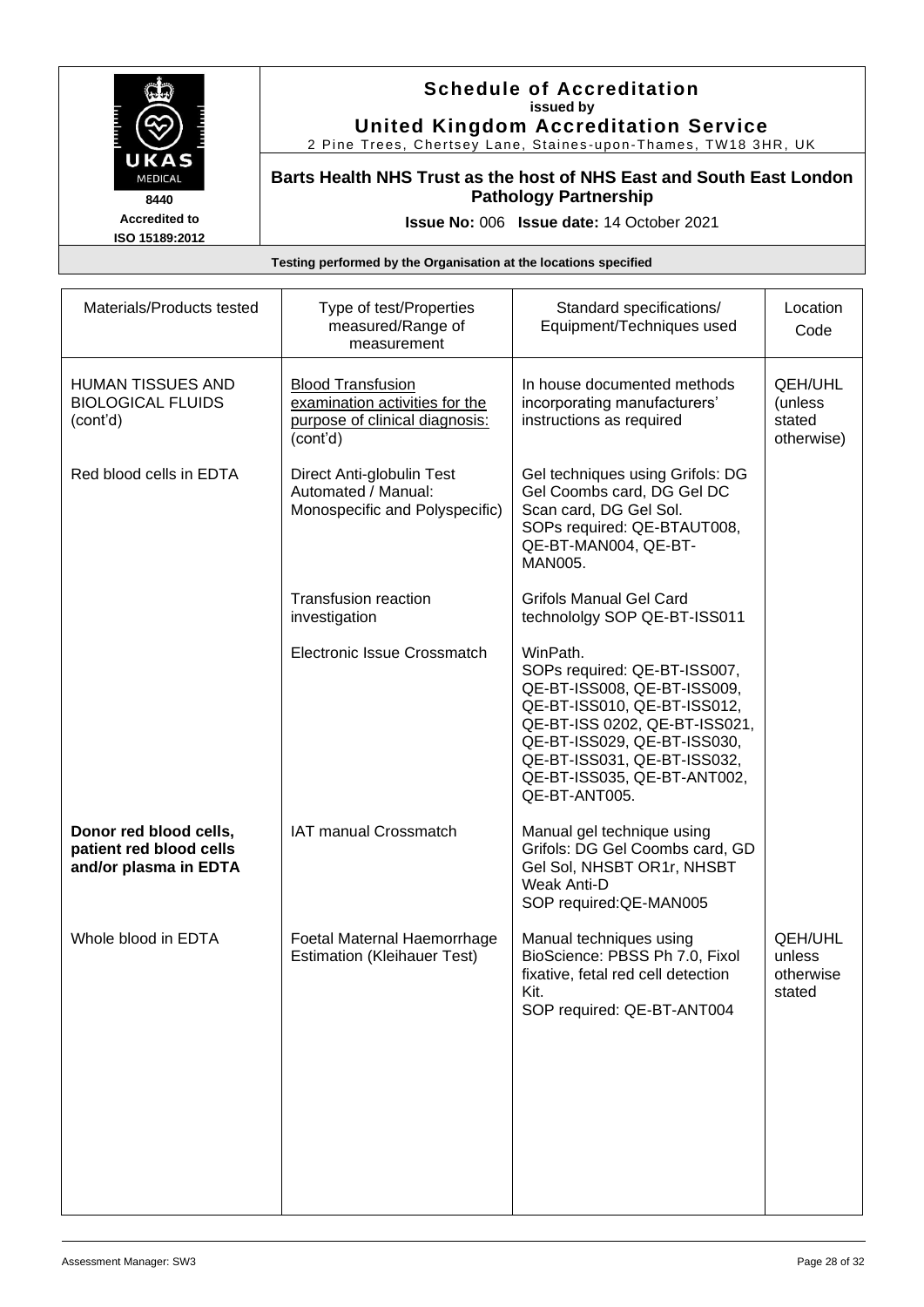# Schedule of Accreditation
issued by
**United Kingdom Accreditation Service**
2 Pine Trees, Chertsey Lane, Staines-upon-Thames, TW18 3HR, UK

8440
Accredited to
ISO 15189:2012

**Barts Health NHS Trust as the host of NHS East and South East London Pathology Partnership**

**Issue No:** 006 **Issue date:** 14 October 2021

**Testing performed by the Organisation at the locations specified**

| Materials/Products tested | Type of test/Properties measured/Range of measurement | Standard specifications/ Equipment/Techniques used | Location Code |
|---|---|---|---|
| HUMAN TISSUES AND BIOLOGICAL FLUIDS (cont'd) | Blood Transfusion examination activities for the purpose of clinical diagnosis: (cont'd) | In house documented methods incorporating manufacturers' instructions as required | QEH/UHL (unless stated otherwise) |
| Red blood cells in EDTA | Direct Anti-globulin Test Automated / Manual: Monospecific and Polyspecific) | Gel techniques using Grifols: DG Gel Coombs card, DG Gel DC Scan card, DG Gel Sol. SOPs required: QE-BTAUT008, QE-BT-MAN004, QE-BT-MAN005. | |
| | Transfusion reaction investigation | Grifols Manual Gel Card technololgy SOP QE-BT-ISS011 | |
| | Electronic Issue Crossmatch | WinPath. SOPs required: QE-BT-ISS007, QE-BT-ISS008, QE-BT-ISS009, QE-BT-ISS010, QE-BT-ISS012, QE-BT-ISS 0202, QE-BT-ISS021, QE-BT-ISS029, QE-BT-ISS030, QE-BT-ISS031, QE-BT-ISS032, QE-BT-ISS035, QE-BT-ANT002, QE-BT-ANT005. | |
| **Donor red blood cells, patient red blood cells and/or plasma in EDTA** | IAT manual Crossmatch | Manual gel technique using Grifols: DG Gel Coombs card, GD Gel Sol, NHSBT OR1r, NHSBT Weak Anti-D SOP required:QE-MAN005 | |
| Whole blood in EDTA | Foetal Maternal Haemorrhage Estimation (Kleihauer Test) | Manual techniques using BioScience: PBSS Ph 7.0, Fixol fixative, fetal red cell detection Kit. SOP required: QE-BT-ANT004 | QEH/UHL unless otherwise stated |

Assessment Manager: SW3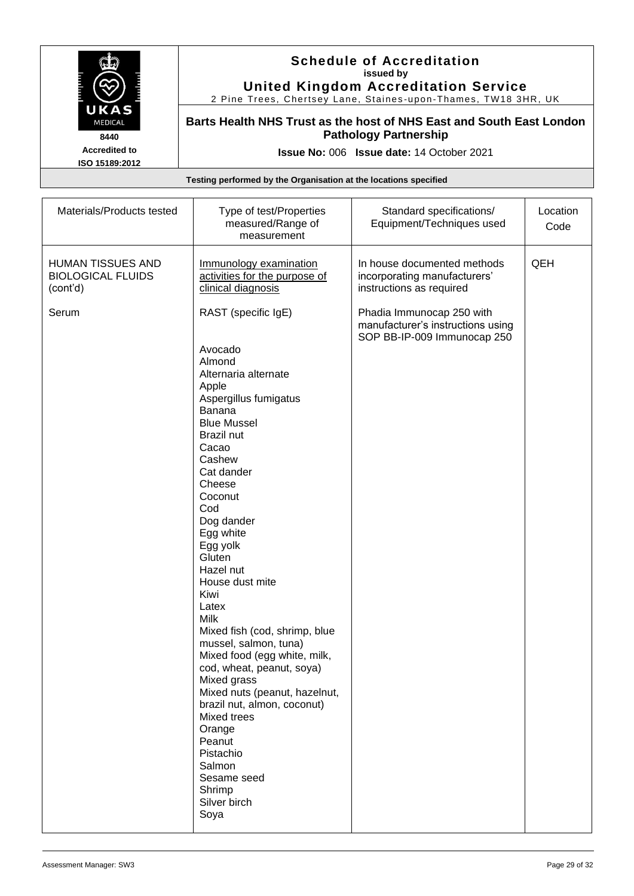| Materials/Products tested | Type of test/Properties measured/Range of measurement | Standard specifications/ Equipment/Techniques used | Location Code |
|---|---|---|---|
| HUMAN TISSUES AND BIOLOGICAL FLUIDS (cont'd) | <u>Immunology examination activities for the purpose of clinical diagnosis</u> | In house documented methods incorporating manufacturers' instructions as required | QEH |
| Serum | RAST (specific IgE)<br><br>Avocado<br>Almond<br>Alternaria alternate<br>Apple<br>Aspergillus fumigatus<br>Banana<br>Blue Mussel<br>Brazil nut<br>Cacao<br>Cashew<br>Cat dander<br>Cheese<br>Coconut<br>Cod<br>Dog dander<br>Egg white<br>Egg yolk<br>Gluten<br>Hazel nut<br>House dust mite<br>Kiwi<br>Latex<br>Milk<br>Mixed fish (cod, shrimp, blue mussel, salmon, tuna)<br>Mixed food (egg white, milk, cod, wheat, peanut, soya)<br>Mixed grass<br>Mixed nuts (peanut, hazelnut, brazil nut, almon, coconut)<br>Mixed trees<br>Orange<br>Peanut<br>Pistachio<br>Salmon<br>Sesame seed<br>Shrimp<br>Silver birch<br>Soya | Phadia Immunocap 250 with manufacturer's instructions using SOP BB-IP-009 Immunocap 250 | |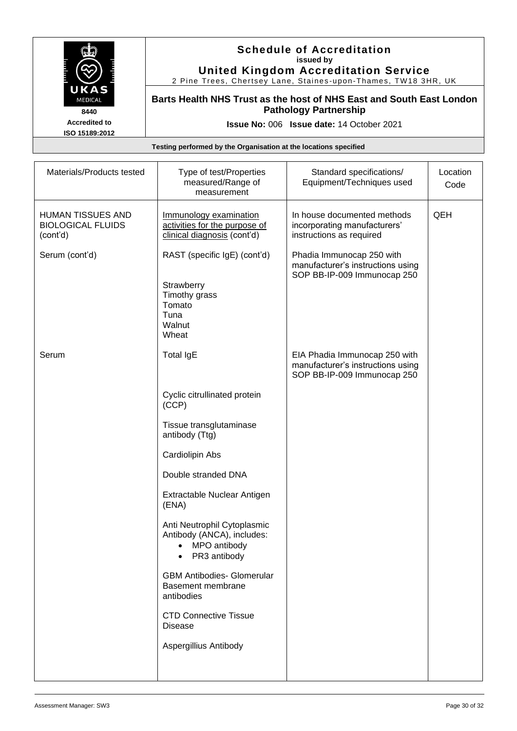**Schedule of Accreditation**
**issued by**
**United Kingdom Accreditation Service**
2 Pine Trees, Chertsey Lane, Staines-upon-Thames, TW18 3HR, UK

8440
Accredited to ISO 15189:2012

**Barts Health NHS Trust as the host of NHS East and South East London Pathology Partnership**

**Issue No:** 006 **Issue date:** 14 October 2021

**Testing performed by the Organisation at the locations specified**

| Materials/Products tested | Type of test/Properties measured/Range of measurement | Standard specifications/ Equipment/Techniques used | Location Code |
|---|---|---|---|
| HUMAN TISSUES AND BIOLOGICAL FLUIDS (cont'd) | Immunology examination activities for the purpose of clinical diagnosis (cont'd) | In house documented methods incorporating manufacturers' instructions as required | QEH |
| Serum (cont'd) | RAST (specific IgE) (cont'd)<br><br>Strawberry<br>Timothy grass<br>Tomato<br>Tuna<br>Walnut<br>Wheat | Phadia Immunocap 250 with manufacturer's instructions using SOP BB-IP-009 Immunocap 250 | |
| Serum | Total IgE | EIA Phadia Immunocap 250 with manufacturer's instructions using SOP BB-IP-009 Immunocap 250 | |
| | Cyclic citrullinated protein (CCP) | | |
| | Tissue transglutaminase antibody (Ttg) | | |
| | Cardiolipin Abs | | |
| | Double stranded DNA | | |
| | Extractable Nuclear Antigen (ENA) | | |
| | Anti Neutrophil Cytoplasmic Antibody (ANCA), includes:<br>• MPO antibody<br>• PR3 antibody | | |
| | GBM Antibodies- Glomerular Basement membrane antibodies | | |
| | CTD Connective Tissue Disease | | |
| | Aspergillius Antibody | | |

Assessment Manager: SW3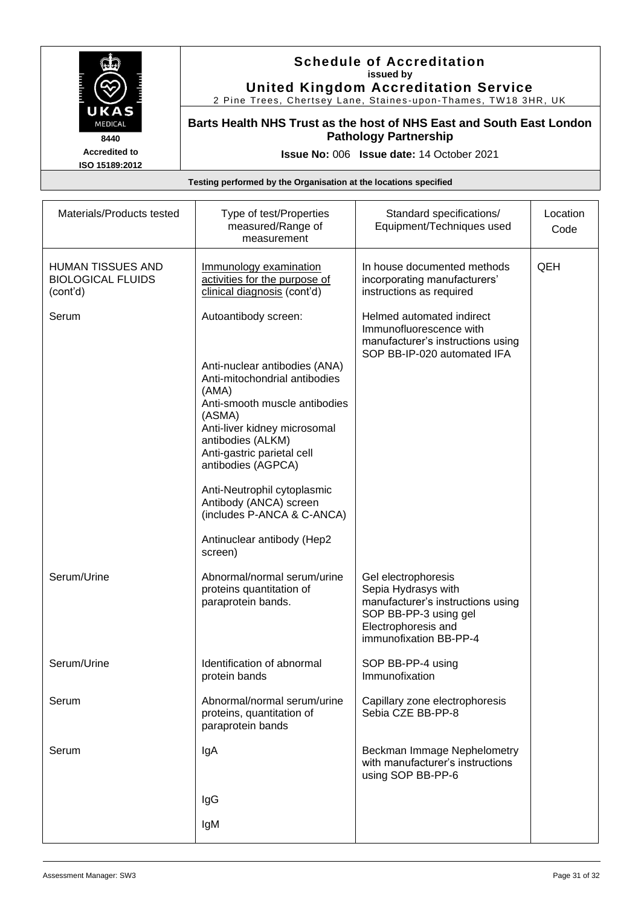# Schedule of Accreditation

**issued by**

**United Kingdom Accreditation Service**

2 Pine Trees, Chertsey Lane, Staines-upon-Thames, TW18 3HR, UK

8440

Accredited to ISO 15189:2012

**Barts Health NHS Trust as the host of NHS East and South East London Pathology Partnership**

**Issue No:** 006 **Issue date:** 14 October 2021

**Testing performed by the Organisation at the locations specified**

| Materials/Products tested | Type of test/Properties measured/Range of measurement | Standard specifications/ Equipment/Techniques used | Location Code |
|---|---|---|---|
| HUMAN TISSUES AND BIOLOGICAL FLUIDS (cont'd) | Immunology examination activities for the purpose of clinical diagnosis (cont'd) | In house documented methods incorporating manufacturers' instructions as required | QEH |
| Serum | Autoantibody screen: | Helmed automated indirect Immunofluorescence with manufacturer's instructions using SOP BB-IP-020 automated IFA | |
| | Anti-nuclear antibodies (ANA)<br>Anti-mitochondrial antibodies (AMA)<br>Anti-smooth muscle antibodies (ASMA)<br>Anti-liver kidney microsomal antibodies (ALKM)<br>Anti-gastric parietal cell antibodies (AGPCA) | | |
| | Anti-Neutrophil cytoplasmic Antibody (ANCA) screen (includes P-ANCA & C-ANCA) | | |
| | Antinuclear antibody (Hep2 screen) | | |
| Serum/Urine | Abnormal/normal serum/urine proteins quantitation of paraprotein bands. | Gel electrophoresis Sepia Hydrasys with manufacturer's instructions using SOP BB-PP-3 using gel Electrophoresis and immunofixation BB-PP-4 | |
| Serum/Urine | Identification of abnormal protein bands | SOP BB-PP-4 using Immunofixation | |
| Serum | Abnormal/normal serum/urine proteins, quantitation of paraprotein bands | Capillary zone electrophoresis Sebia CZE BB-PP-8 | |
| Serum | IgA | Beckman Immage Nephelometry with manufacturer's instructions using SOP BB-PP-6 | |
| | IgG | | |
| | IgM | | |

Assessment Manager: SW3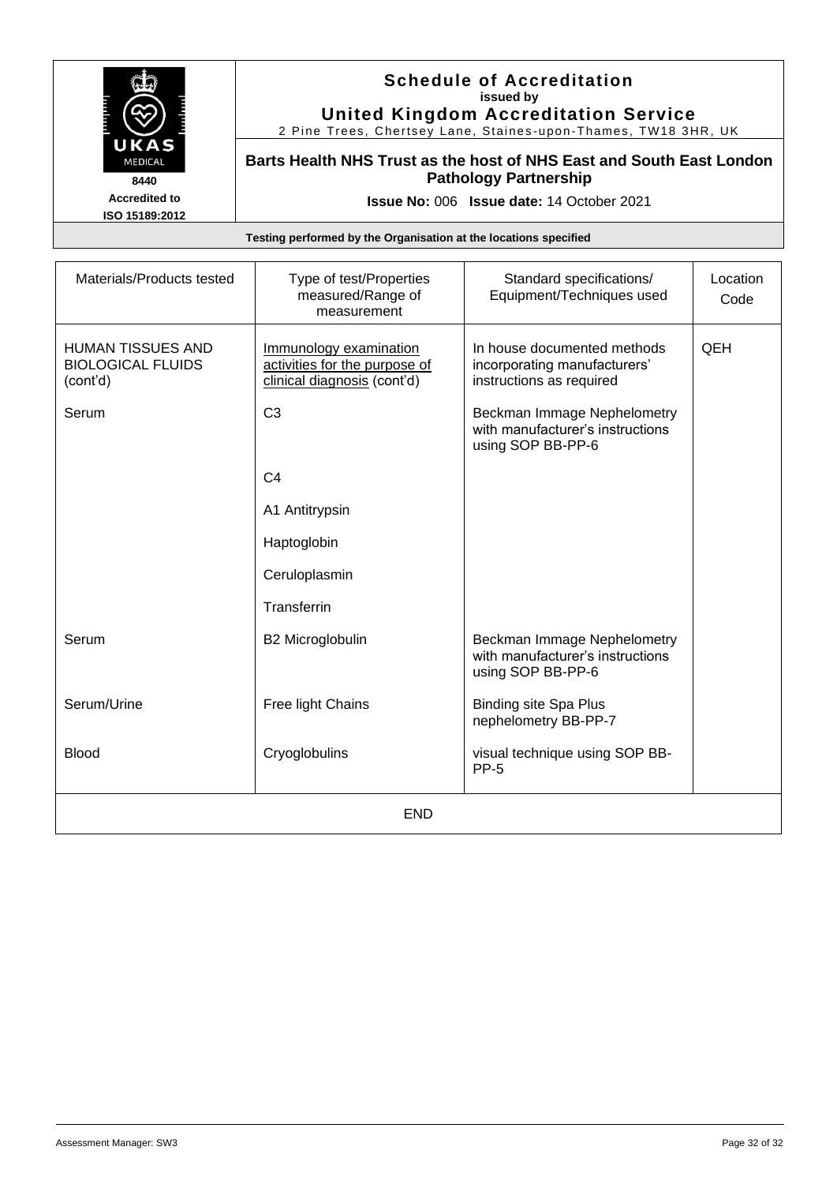# Schedule of Accreditation

**issued by**

**United Kingdom Accreditation Service**

2 Pine Trees, Chertsey Lane, Staines-upon-Thames, TW18 3HR, UK

8440

Accredited to ISO 15189:2012

**Barts Health NHS Trust as the host of NHS East and South East London Pathology Partnership**

**Issue No:** 006 **Issue date:** 14 October 2021

**Testing performed by the Organisation at the locations specified**

| Materials/Products tested | Type of test/Properties measured/Range of measurement | Standard specifications/ Equipment/Techniques used | Location Code |
|---|---|---|---|
| HUMAN TISSUES AND BIOLOGICAL FLUIDS (cont'd) | Immunology examination activities for the purpose of clinical diagnosis (cont'd) | In house documented methods incorporating manufacturers' instructions as required | QEH |
| Serum | C3 | Beckman Immage Nephelometry with manufacturer's instructions using SOP BB-PP-6 | |
| | C4 | | |
| | A1 Antitrypsin | | |
| | Haptoglobin | | |
| | Ceruloplasmin | | |
| | Transferrin | | |
| Serum | B2 Microglobulin | Beckman Immage Nephelometry with manufacturer's instructions using SOP BB-PP-6 | |
| Serum/Urine | Free light Chains | Binding site Spa Plus nephelometry BB-PP-7 | |
| Blood | Cryoglobulins | visual technique using SOP BB-PP-5 | |

END

Assessment Manager: SW3